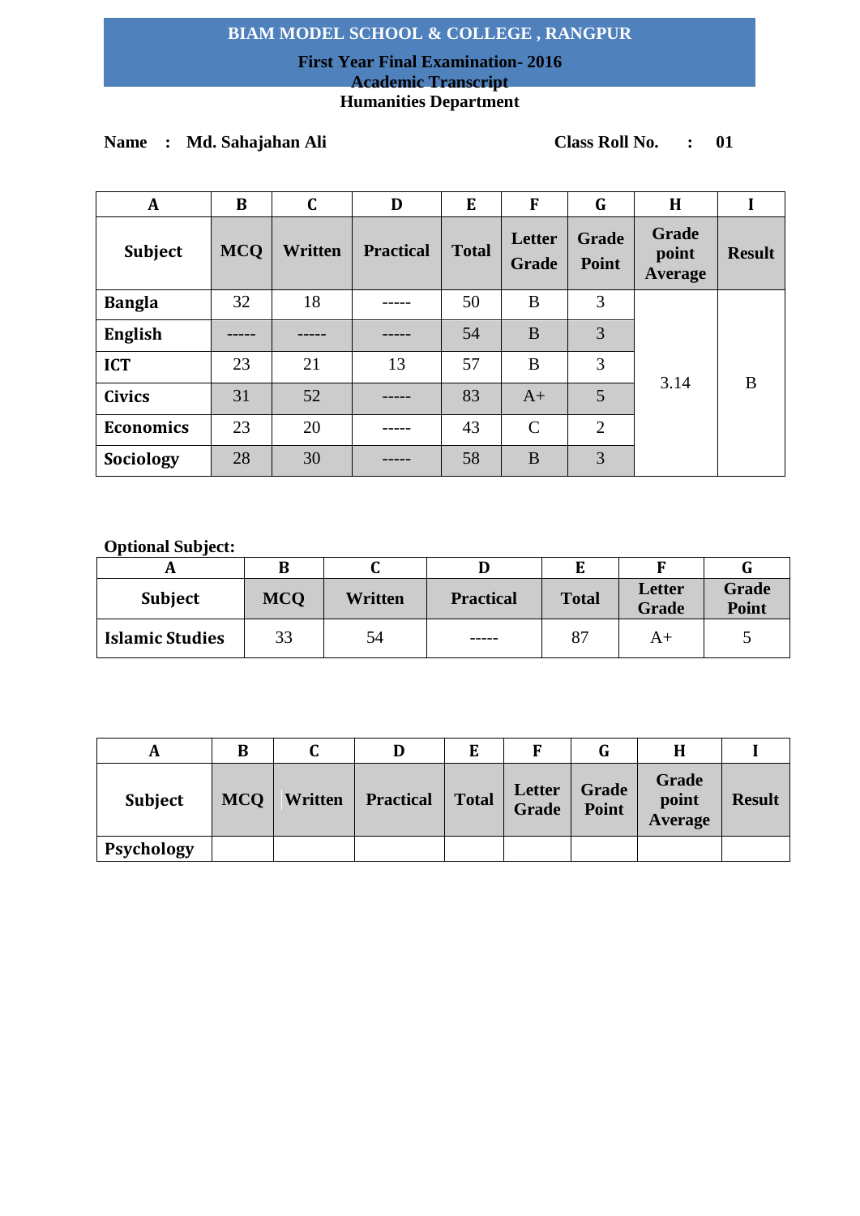# BIAM MODEL SCHOOL & COLLEGE , RANGPUR

**First Year Final Examination- 2016**

**Academic Transcript**

**Humanities Department**

**Name : Md. Sahajahan Ali** **Class Roll No. : 01**

| A | B | C | D | E | F | G | H | I |
|---|---|---|---|---|---|---|---|---|
| **Subject** | **MCQ** | **Written** | **Practical** | **Total** | **Letter Grade** | **Grade Point** | **Grade point Average** | **Result** |
| **Bangla** | 32 | 18 | ----- | 50 | B | 3 | 3.14 | B |
| **English** | ----- | ----- | ----- | 54 | B | 3 | | |
| **ICT** | 23 | 21 | 13 | 57 | B | 3 | | |
| **Civics** | 31 | 52 | ----- | 83 | A+ | 5 | | |
| **Economics** | 23 | 20 | ----- | 43 | C | 2 | | |
| **Sociology** | 28 | 30 | ----- | 58 | B | 3 | | |

**Optional Subject:**

| A | B | C | D | E | F | G |
|---|---|---|---|---|---|---|
| **Subject** | **MCQ** | **Written** | **Practical** | **Total** | **Letter Grade** | **Grade Point** |
| **Islamic Studies** | 33 | 54 | ----- | 87 | A+ | 5 |

| A | B | C | D | E | F | G | H | I |
|---|---|---|---|---|---|---|---|---|
| **Subject** | **MCQ** | **Written** | **Practical** | **Total** | **Letter Grade** | **Grade Point** | **Grade point Average** | **Result** |
| **Psychology** | | | | | | | | |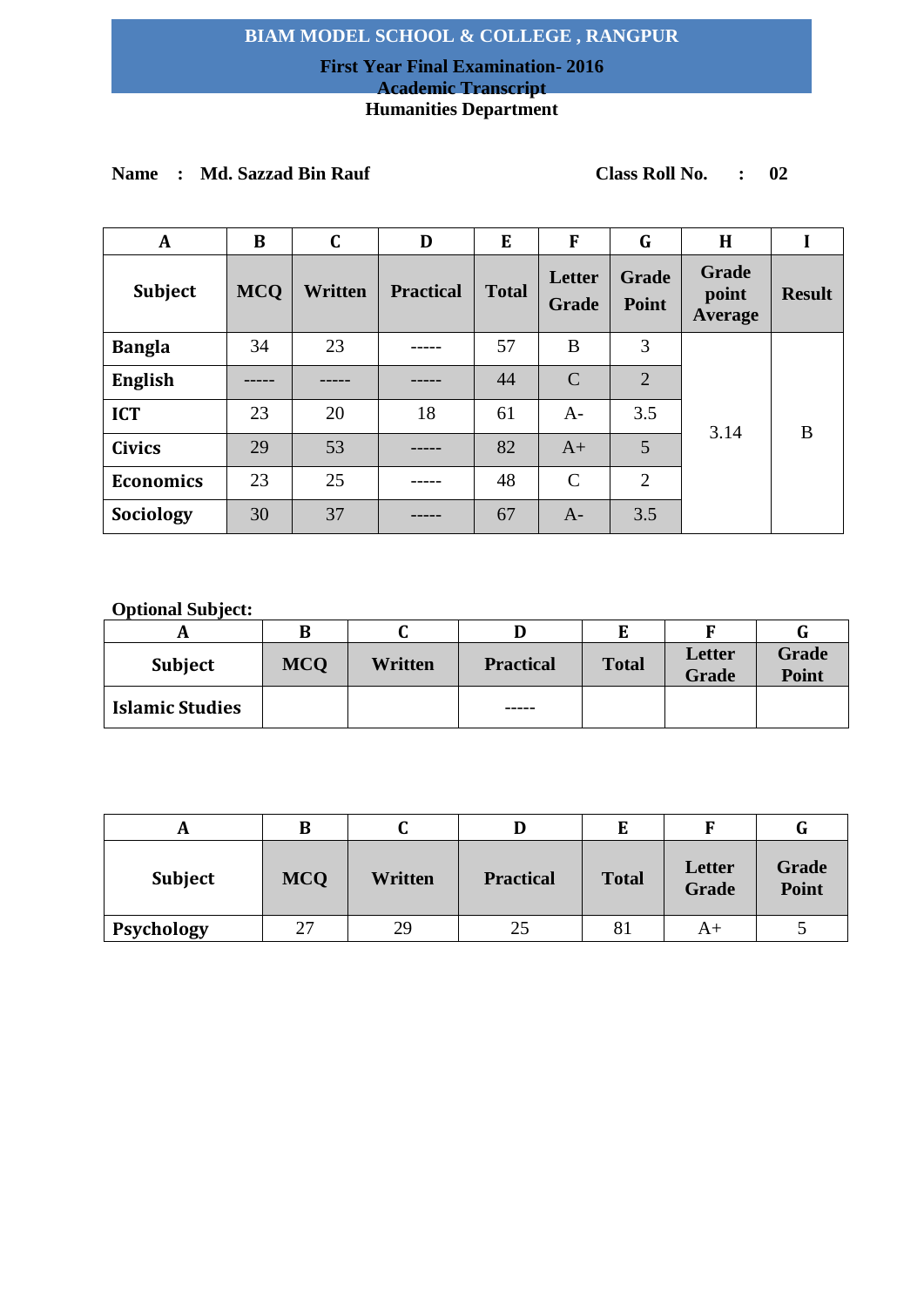# BIAM MODEL SCHOOL & COLLEGE , RANGPUR

## First Year Final Examination- 2016

## Academic Transcript

## Humanities Department

**Name : Md. Sazzad Bin Rauf** **Class Roll No. : 02**

| A | B | C | D | E | F | G | H | I |
|---|---|---|---|---|---|---|---|---|
| **Subject** | **MCQ** | **Written** | **Practical** | **Total** | **Letter Grade** | **Grade Point** | **Grade point Average** | **Result** |
| **Bangla** | 34 | 23 | ----- | 57 | B | 3 | 3.14 | B |
| **English** | ----- | ----- | ----- | 44 | C | 2 | | |
| **ICT** | 23 | 20 | 18 | 61 | A- | 3.5 | | |
| **Civics** | 29 | 53 | ----- | 82 | A+ | 5 | | |
| **Economics** | 23 | 25 | ----- | 48 | C | 2 | | |
| **Sociology** | 30 | 37 | ----- | 67 | A- | 3.5 | | |

**Optional Subject:**

| A | B | C | D | E | F | G |
|---|---|---|---|---|---|---|
| **Subject** | **MCQ** | **Written** | **Practical** | **Total** | **Letter Grade** | **Grade Point** |
| **Islamic Studies** | | | ----- | | | |

| A | B | C | D | E | F | G |
|---|---|---|---|---|---|---|
| **Subject** | **MCQ** | **Written** | **Practical** | **Total** | **Letter Grade** | **Grade Point** |
| **Psychology** | 27 | 29 | 25 | 81 | A+ | 5 |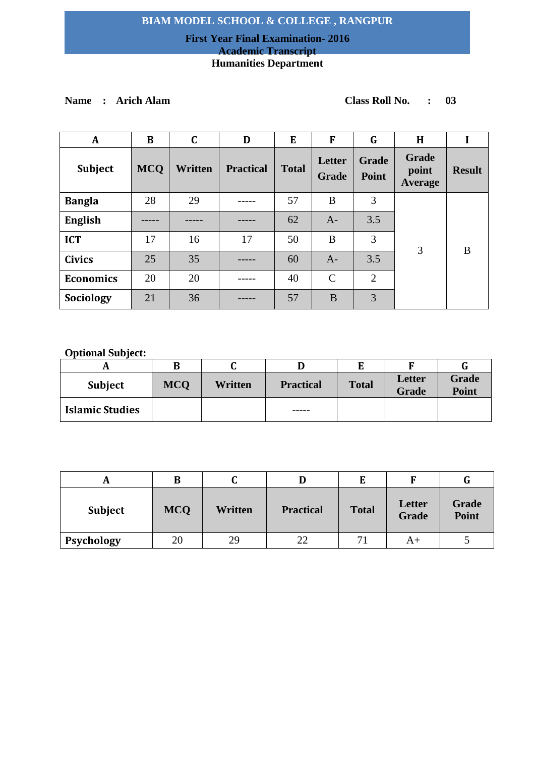# BIAM MODEL SCHOOL & COLLEGE , RANGPUR

**First Year Final Examination- 2016**

**Academic Transcript**

**Humanities Department**

**Name : Arich Alam** **Class Roll No. : 03**

| A | B | C | D | E | F | G | H | I |
|---|---|---|---|---|---|---|---|---|
| **Subject** | **MCQ** | **Written** | **Practical** | **Total** | **Letter Grade** | **Grade Point** | **Grade point Average** | **Result** |
| **Bangla** | 28 | 29 | ----- | 57 | B | 3 | 3 | B |
| **English** | ----- | ----- | ----- | 62 | A- | 3.5 | | |
| **ICT** | 17 | 16 | 17 | 50 | B | 3 | | |
| **Civics** | 25 | 35 | ----- | 60 | A- | 3.5 | | |
| **Economics** | 20 | 20 | ----- | 40 | C | 2 | | |
| **Sociology** | 21 | 36 | ----- | 57 | B | 3 | | |

**Optional Subject:**

| A | B | C | D | E | F | G |
|---|---|---|---|---|---|---|
| **Subject** | **MCQ** | **Written** | **Practical** | **Total** | **Letter Grade** | **Grade Point** |
| **Islamic Studies** | | | ----- | | | |

| A | B | C | D | E | F | G |
|---|---|---|---|---|---|---|
| **Subject** | **MCQ** | **Written** | **Practical** | **Total** | **Letter Grade** | **Grade Point** |
| **Psychology** | 20 | 29 | 22 | 71 | A+ | 5 |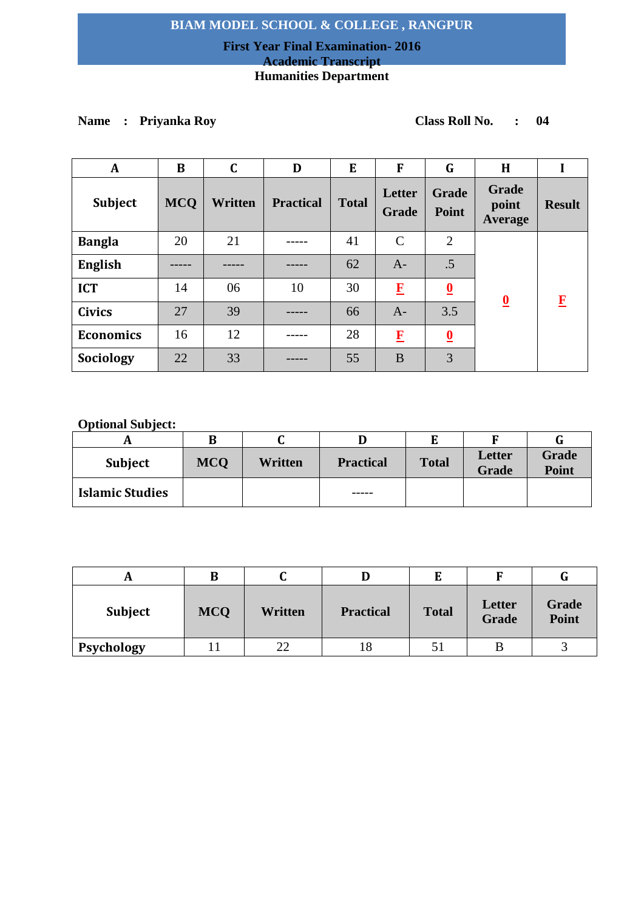# BIAM MODEL SCHOOL & COLLEGE , RANGPUR

**First Year Final Examination- 2016**

**Academic Transcript**

**Humanities Department**

**Name : Priyanka Roy** **Class Roll No. : 04**

| A | B | C | D | E | F | G | H | I |
|---|---|---|---|---|---|---|---|---|
| **Subject** | **MCQ** | **Written** | **Practical** | **Total** | **Letter Grade** | **Grade Point** | **Grade point Average** | **Result** |
| **Bangla** | 20 | 21 | ----- | 41 | C | 2 | **0** | **F** |
| **English** | ----- | ----- | ----- | 62 | A- | .5 | | |
| **ICT** | 14 | 06 | 10 | 30 | **F** | **0** | | |
| **Civics** | 27 | 39 | ----- | 66 | A- | 3.5 | | |
| **Economics** | 16 | 12 | ----- | 28 | **F** | **0** | | |
| **Sociology** | 22 | 33 | ----- | 55 | B | 3 | | |

**Optional Subject:**

| A | B | C | D | E | F | G |
|---|---|---|---|---|---|---|
| **Subject** | **MCQ** | **Written** | **Practical** | **Total** | **Letter Grade** | **Grade Point** |
| **Islamic Studies** | | | ----- | | | |

| A | B | C | D | E | F | G |
|---|---|---|---|---|---|---|
| **Subject** | **MCQ** | **Written** | **Practical** | **Total** | **Letter Grade** | **Grade Point** |
| **Psychology** | 11 | 22 | 18 | 51 | B | 3 |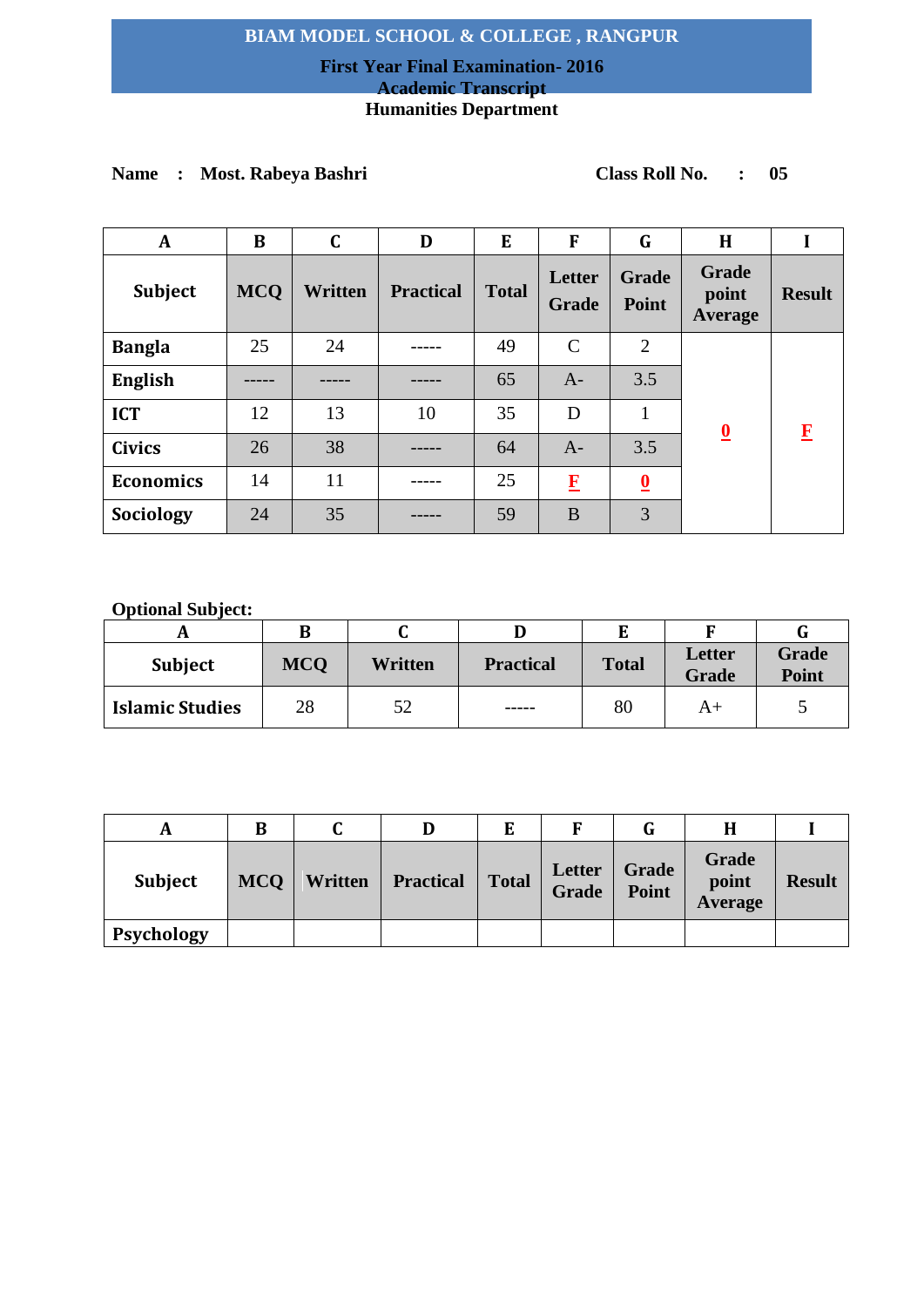# BIAM MODEL SCHOOL & COLLEGE , RANGPUR

## First Year Final Examination- 2016

## Academic Transcript

## Humanities Department

**Name : Most. Rabeya Bashri** **Class Roll No. : 05**

| A | B | C | D | E | F | G | H | I |
|---|---|---|---|---|---|---|---|---|
| **Subject** | **MCQ** | **Written** | **Practical** | **Total** | **Letter Grade** | **Grade Point** | **Grade point Average** | **Result** |
| **Bangla** | 25 | 24 | ----- | 49 | C | 2 | 0 | F |
| **English** | ----- | ----- | ----- | 65 | A- | 3.5 | | |
| **ICT** | 12 | 13 | 10 | 35 | D | 1 | | |
| **Civics** | 26 | 38 | ----- | 64 | A- | 3.5 | | |
| **Economics** | 14 | 11 | ----- | 25 | F | 0 | | |
| **Sociology** | 24 | 35 | ----- | 59 | B | 3 | | |

**Optional Subject:**

| A | B | C | D | E | F | G |
|---|---|---|---|---|---|---|
| **Subject** | **MCQ** | **Written** | **Practical** | **Total** | **Letter Grade** | **Grade Point** |
| **Islamic Studies** | 28 | 52 | ----- | 80 | A+ | 5 |

| A | B | C | D | E | F | G | H | I |
|---|---|---|---|---|---|---|---|---|
| **Subject** | **MCQ** | **Written** | **Practical** | **Total** | **Letter Grade** | **Grade Point** | **Grade point Average** | **Result** |
| **Psychology** | | | | | | | | |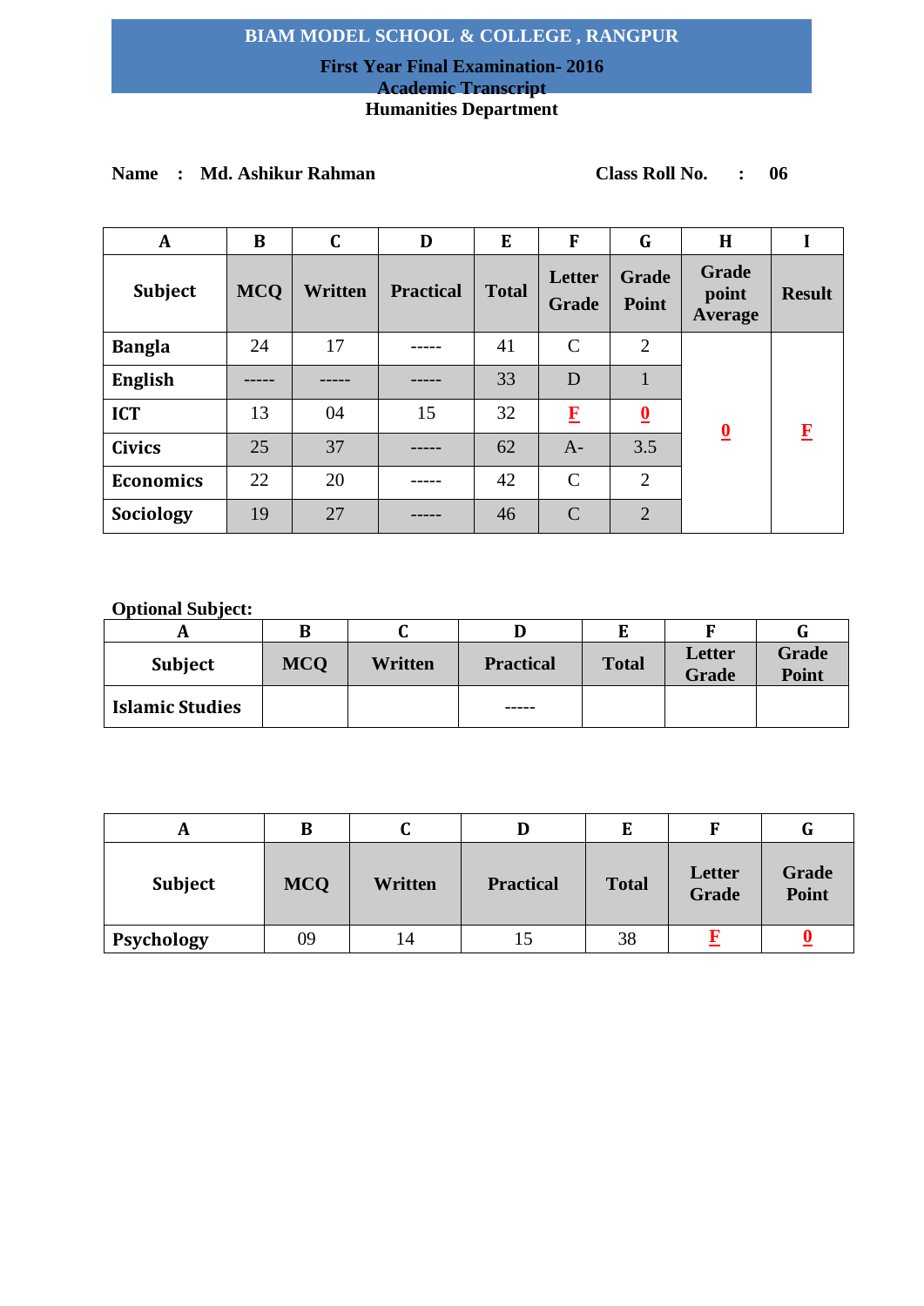# BIAM MODEL SCHOOL & COLLEGE , RANGPUR

**First Year Final Examination- 2016**
**Academic Transcript**
**Humanities Department**

**Name : Md. Ashikur Rahman** **Class Roll No. : 06**

| A | B | C | D | E | F | G | H | I |
|---|---|---|---|---|---|---|---|---|
| **Subject** | **MCQ** | **Written** | **Practical** | **Total** | **Letter Grade** | **Grade Point** | **Grade point Average** | **Result** |
| **Bangla** | 24 | 17 | ----- | 41 | C | 2 | **0** | **F** |
| **English** | ----- | ----- | ----- | 33 | D | 1 | | |
| **ICT** | 13 | 04 | 15 | 32 | **F** | **0** | | |
| **Civics** | 25 | 37 | ----- | 62 | A- | 3.5 | | |
| **Economics** | 22 | 20 | ----- | 42 | C | 2 | | |
| **Sociology** | 19 | 27 | ----- | 46 | C | 2 | | |

**Optional Subject:**

| A | B | C | D | E | F | G |
|---|---|---|---|---|---|---|
| **Subject** | **MCQ** | **Written** | **Practical** | **Total** | **Letter Grade** | **Grade Point** |
| **Islamic Studies** | | | ----- | | | |

| A | B | C | D | E | F | G |
|---|---|---|---|---|---|---|
| **Subject** | **MCQ** | **Written** | **Practical** | **Total** | **Letter Grade** | **Grade Point** |
| **Psychology** | 09 | 14 | 15 | 38 | **F** | **0** |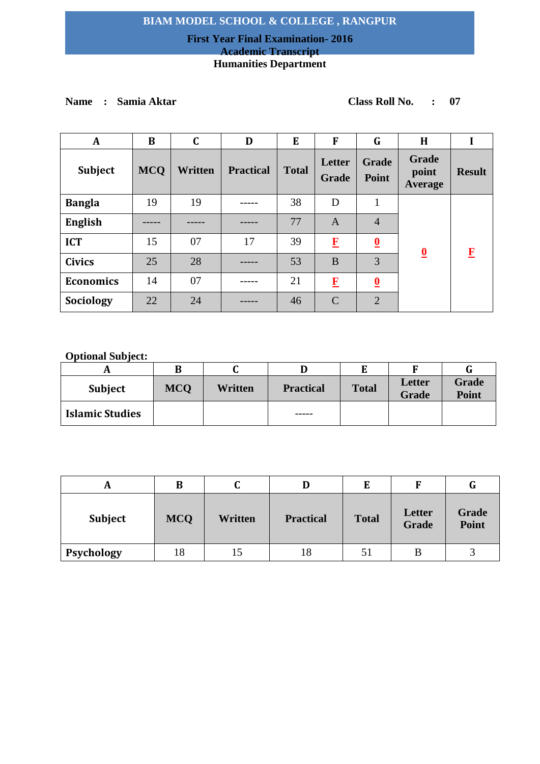# BIAM MODEL SCHOOL & COLLEGE , RANGPUR

**First Year Final Examination- 2016**
**Academic Transcript**
**Humanities Department**

**Name : Samia Aktar** **Class Roll No. : 07**

| A | B | C | D | E | F | G | H | I |
|---|---|---|---|---|---|---|---|---|
| **Subject** | **MCQ** | **Written** | **Practical** | **Total** | **Letter Grade** | **Grade Point** | **Grade point Average** | **Result** |
| **Bangla** | 19 | 19 | ----- | 38 | D | 1 | **0** | **F** |
| **English** | ----- | ----- | ----- | 77 | A | 4 | | |
| **ICT** | 15 | 07 | 17 | 39 | **F** | **0** | | |
| **Civics** | 25 | 28 | ----- | 53 | B | 3 | | |
| **Economics** | 14 | 07 | ----- | 21 | **F** | **0** | | |
| **Sociology** | 22 | 24 | ----- | 46 | C | 2 | | |

**Optional Subject:**

| A | B | C | D | E | F | G |
|---|---|---|---|---|---|---|
| **Subject** | **MCQ** | **Written** | **Practical** | **Total** | **Letter Grade** | **Grade Point** |
| **Islamic Studies** | | | ----- | | | |

| A | B | C | D | E | F | G |
|---|---|---|---|---|---|---|
| **Subject** | **MCQ** | **Written** | **Practical** | **Total** | **Letter Grade** | **Grade Point** |
| **Psychology** | 18 | 15 | 18 | 51 | B | 3 |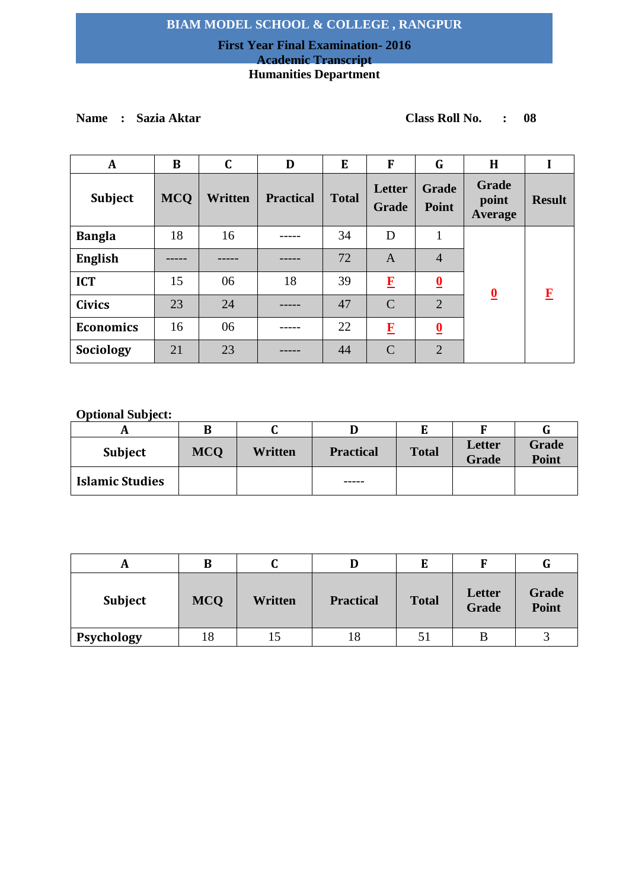# BIAM MODEL SCHOOL & COLLEGE , RANGPUR

**First Year Final Examination- 2016**

**Academic Transcript**

**Humanities Department**

**Name : Sazia Aktar** **Class Roll No. : 08**

| A | B | C | D | E | F | G | H | I |
|---|---|---|---|---|---|---|---|---|
| **Subject** | **MCQ** | **Written** | **Practical** | **Total** | **Letter Grade** | **Grade Point** | **Grade point Average** | **Result** |
| **Bangla** | 18 | 16 | ----- | 34 | D | 1 | **0** | **F** |
| **English** | ----- | ----- | ----- | 72 | A | 4 | | |
| **ICT** | 15 | 06 | 18 | 39 | **F** | **0** | | |
| **Civics** | 23 | 24 | ----- | 47 | C | 2 | | |
| **Economics** | 16 | 06 | ----- | 22 | **F** | **0** | | |
| **Sociology** | 21 | 23 | ----- | 44 | C | 2 | | |

**Optional Subject:**

| A | B | C | D | E | F | G |
|---|---|---|---|---|---|---|
| **Subject** | **MCQ** | **Written** | **Practical** | **Total** | **Letter Grade** | **Grade Point** |
| **Islamic Studies** | | | ----- | | | |

| A | B | C | D | E | F | G |
|---|---|---|---|---|---|---|
| **Subject** | **MCQ** | **Written** | **Practical** | **Total** | **Letter Grade** | **Grade Point** |
| **Psychology** | 18 | 15 | 18 | 51 | B | 3 |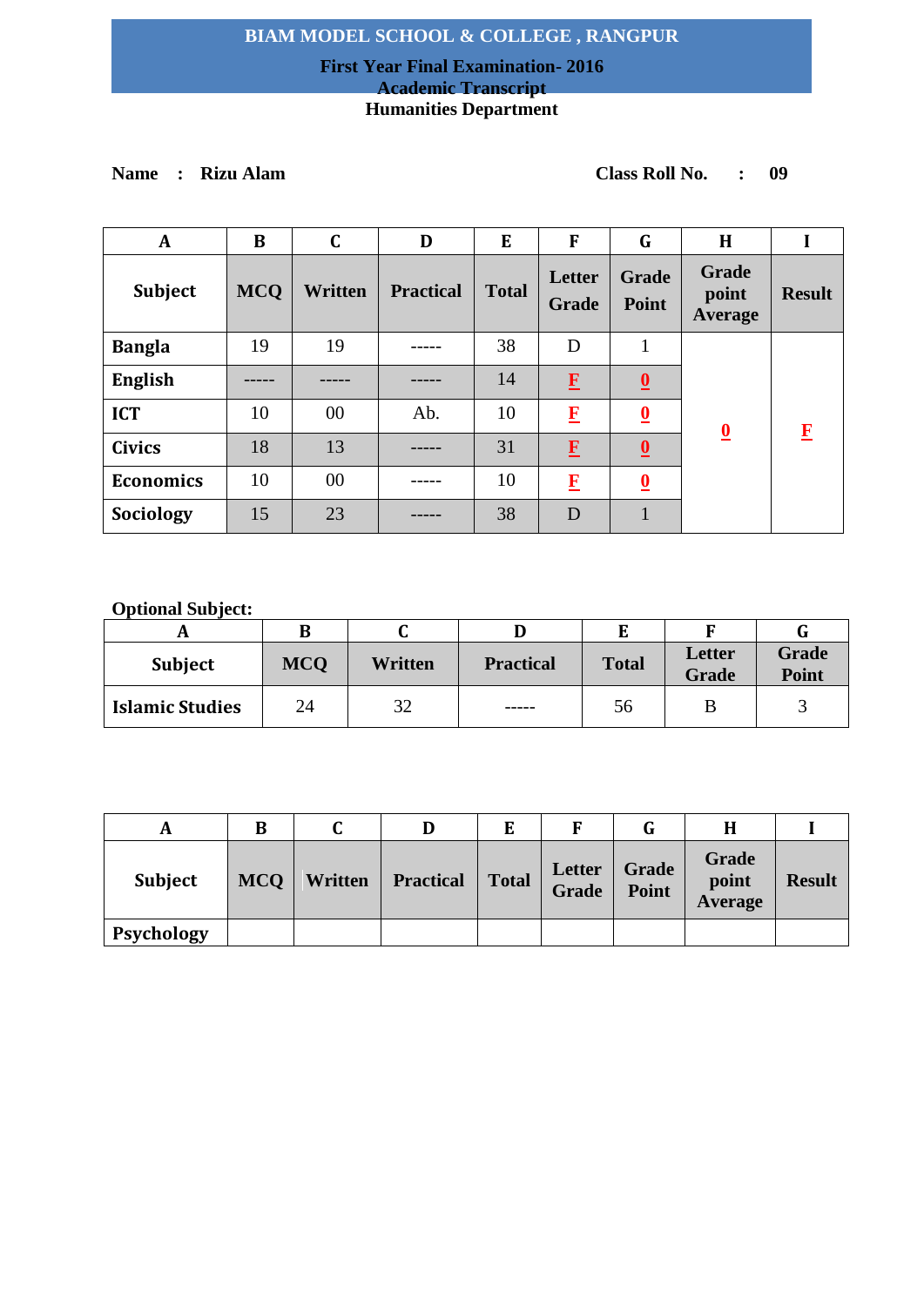# BIAM MODEL SCHOOL & COLLEGE , RANGPUR

**First Year Final Examination- 2016**

**Academic Transcript**

**Humanities Department**

**Name : Rizu Alam** **Class Roll No. : 09**

| A | B | C | D | E | F | G | H | I |
|---|---|---|---|---|---|---|---|---|
| **Subject** | **MCQ** | **Written** | **Practical** | **Total** | **Letter Grade** | **Grade Point** | **Grade point Average** | **Result** |
| **Bangla** | 19 | 19 | ----- | 38 | D | 1 | **0** | **F** |
| **English** | ----- | ----- | ----- | 14 | **F** | **0** | | |
| **ICT** | 10 | 00 | Ab. | 10 | **F** | **0** | | |
| **Civics** | 18 | 13 | ----- | 31 | **F** | **0** | | |
| **Economics** | 10 | 00 | ----- | 10 | **F** | **0** | | |
| **Sociology** | 15 | 23 | ----- | 38 | D | 1 | | |

**Optional Subject:**

| A | B | C | D | E | F | G |
|---|---|---|---|---|---|---|
| **Subject** | **MCQ** | **Written** | **Practical** | **Total** | **Letter Grade** | **Grade Point** |
| **Islamic Studies** | 24 | 32 | ----- | 56 | B | 3 |

| A | B | C | D | E | F | G | H | I |
|---|---|---|---|---|---|---|---|---|
| **Subject** | **MCQ** | **Written** | **Practical** | **Total** | **Letter Grade** | **Grade Point** | **Grade point Average** | **Result** |
| **Psychology** | | | | | | | | |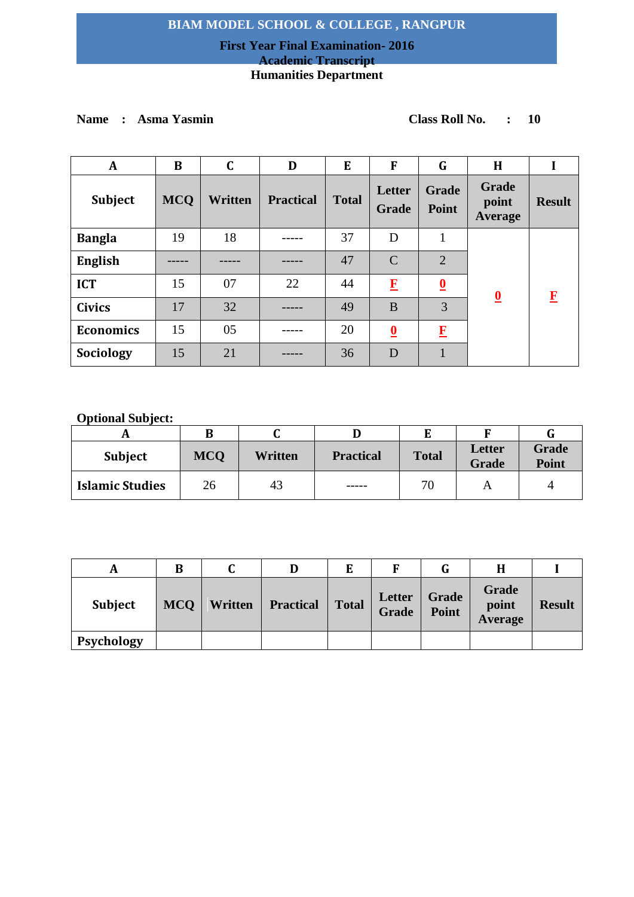# BIAM MODEL SCHOOL & COLLEGE , RANGPUR

## First Year Final Examination- 2016

### Academic Transcript

### Humanities Department

**Name : Asma Yasmin** **Class Roll No. : 10**

| A | B | C | D | E | F | G | H | I |
|---|---|---|---|---|---|---|---|---|
| **Subject** | **MCQ** | **Written** | **Practical** | **Total** | **Letter Grade** | **Grade Point** | **Grade point Average** | **Result** |
| **Bangla** | 19 | 18 | ----- | 37 | D | 1 | 0 | F |
| **English** | ----- | ----- | ----- | 47 | C | 2 | | |
| **ICT** | 15 | 07 | 22 | 44 | F | 0 | | |
| **Civics** | 17 | 32 | ----- | 49 | B | 3 | | |
| **Economics** | 15 | 05 | ----- | 20 | 0 | F | | |
| **Sociology** | 15 | 21 | ----- | 36 | D | 1 | | |

**Optional Subject:**

| A | B | C | D | E | F | G |
|---|---|---|---|---|---|---|
| **Subject** | **MCQ** | **Written** | **Practical** | **Total** | **Letter Grade** | **Grade Point** |
| **Islamic Studies** | 26 | 43 | ----- | 70 | A | 4 |

| A | B | C | D | E | F | G | H | I |
|---|---|---|---|---|---|---|---|---|
| **Subject** | **MCQ** | **Written** | **Practical** | **Total** | **Letter Grade** | **Grade Point** | **Grade point Average** | **Result** |
| **Psychology** | | | | | | | | |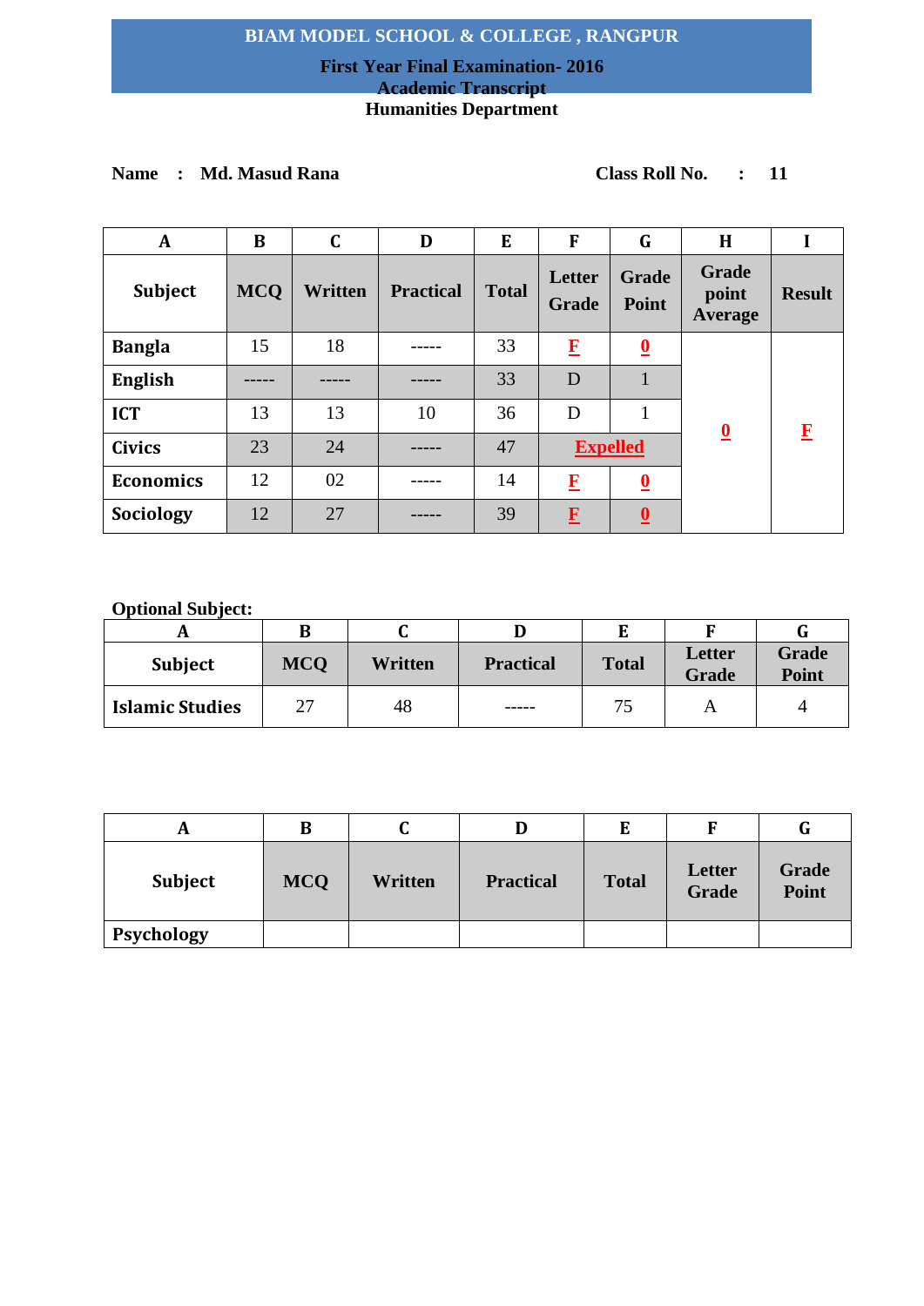# BIAM MODEL SCHOOL & COLLEGE , RANGPUR

## First Year Final Examination- 2016

## Academic Transcript

## Humanities Department

**Name : Md. Masud Rana** **Class Roll No. : 11**

| A | B | C | D | E | F | G | H | I |
|---|---|---|---|---|---|---|---|---|
| **Subject** | **MCQ** | **Written** | **Practical** | **Total** | **Letter Grade** | **Grade Point** | **Grade point Average** | **Result** |
| **Bangla** | 15 | 18 | ----- | 33 | F | 0 | 0 | F |
| **English** | ----- | ----- | ----- | 33 | D | 1 | | |
| **ICT** | 13 | 13 | 10 | 36 | D | 1 | | |
| **Civics** | 23 | 24 | ----- | 47 | Expelled | | | |
| **Economics** | 12 | 02 | ----- | 14 | F | 0 | | |
| **Sociology** | 12 | 27 | ----- | 39 | F | 0 | | |

**Optional Subject:**

| A | B | C | D | E | F | G |
|---|---|---|---|---|---|---|
| **Subject** | **MCQ** | **Written** | **Practical** | **Total** | **Letter Grade** | **Grade Point** |
| **Islamic Studies** | 27 | 48 | ----- | 75 | A | 4 |

| A | B | C | D | E | F | G |
|---|---|---|---|---|---|---|
| **Subject** | **MCQ** | **Written** | **Practical** | **Total** | **Letter Grade** | **Grade Point** |
| **Psychology** | | | | | | |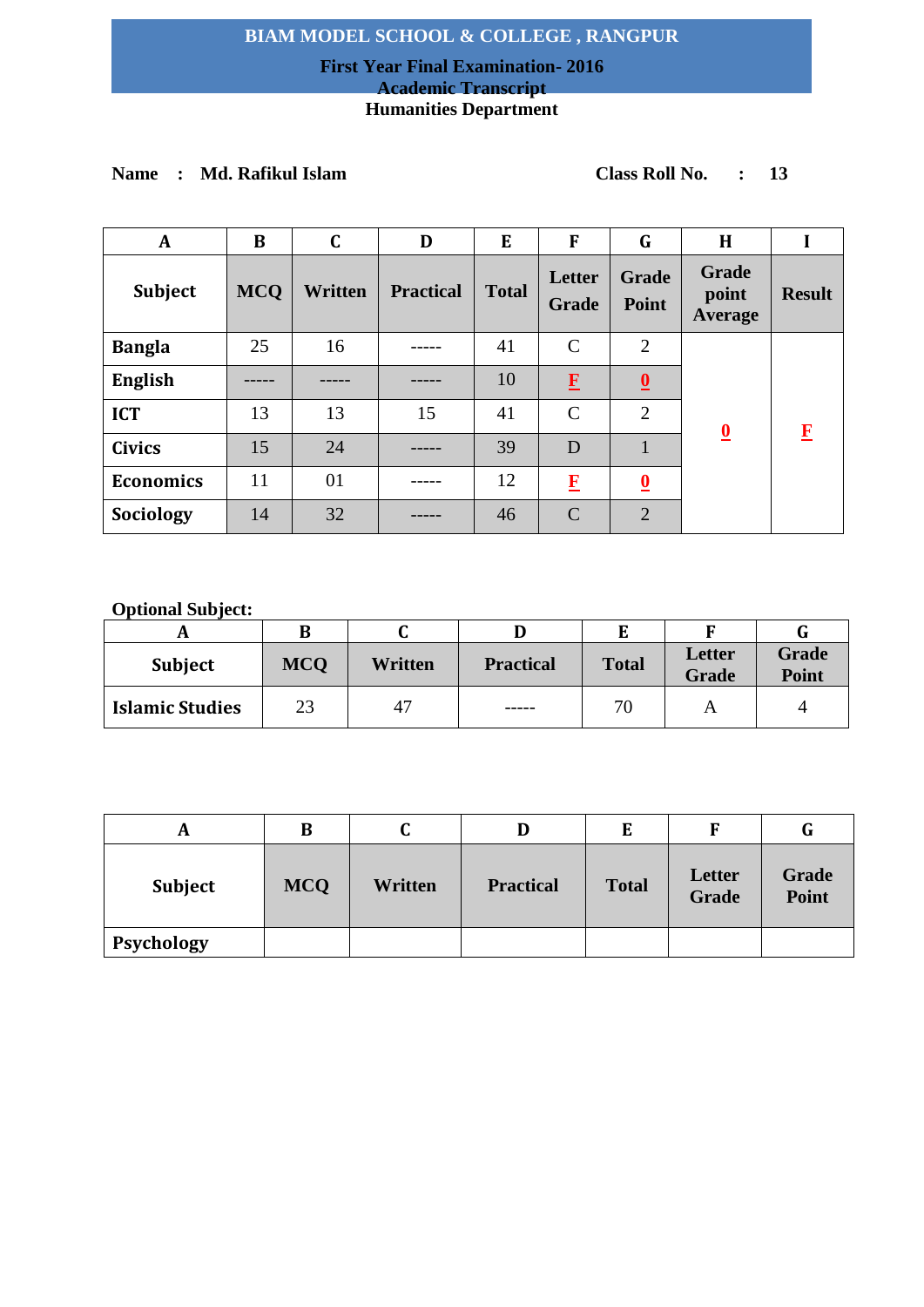**BIAM MODEL SCHOOL & COLLEGE , RANGPUR**

**First Year Final Examination- 2016**

**Academic Transcript**

**Humanities Department**

**Name : Md. Rafikul Islam** **Class Roll No. : 13**

| A | B | C | D | E | F | G | H | I |
|---|---|---|---|---|---|---|---|---|
| **Subject** | **MCQ** | **Written** | **Practical** | **Total** | **Letter Grade** | **Grade Point** | **Grade point Average** | **Result** |
| **Bangla** | 25 | 16 | ----- | 41 | C | 2 | 0 | F |
| **English** | ----- | ----- | ----- | 10 | F | 0 | | |
| **ICT** | 13 | 13 | 15 | 41 | C | 2 | | |
| **Civics** | 15 | 24 | ----- | 39 | D | 1 | | |
| **Economics** | 11 | 01 | ----- | 12 | F | 0 | | |
| **Sociology** | 14 | 32 | ----- | 46 | C | 2 | | |

**Optional Subject:**

| A | B | C | D | E | F | G |
|---|---|---|---|---|---|---|
| **Subject** | **MCQ** | **Written** | **Practical** | **Total** | **Letter Grade** | **Grade Point** |
| **Islamic Studies** | 23 | 47 | ----- | 70 | A | 4 |

| A | B | C | D | E | F | G |
|---|---|---|---|---|---|---|
| **Subject** | **MCQ** | **Written** | **Practical** | **Total** | **Letter Grade** | **Grade Point** |
| **Psychology** | | | | | | |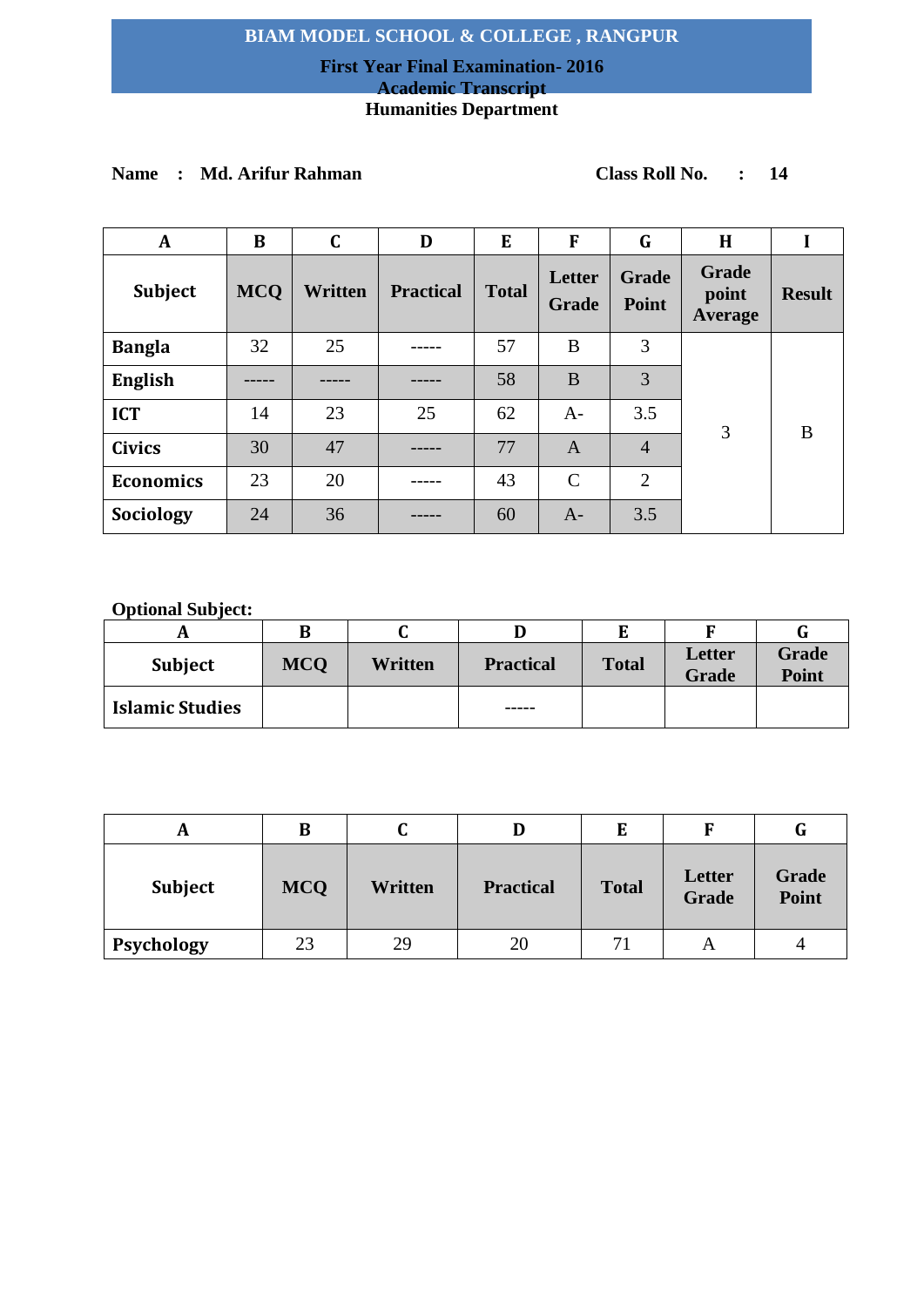# BIAM MODEL SCHOOL & COLLEGE , RANGPUR

**First Year Final Examination- 2016**

**Academic Transcript**

**Humanities Department**

**Name : Md. Arifur Rahman** **Class Roll No. : 14**

| A | B | C | D | E | F | G | H | I |
|---|---|---|---|---|---|---|---|---|
| **Subject** | **MCQ** | **Written** | **Practical** | **Total** | **Letter Grade** | **Grade Point** | **Grade point Average** | **Result** |
| **Bangla** | 32 | 25 | ----- | 57 | B | 3 | 3 | B |
| **English** | ----- | ----- | ----- | 58 | B | 3 | | |
| **ICT** | 14 | 23 | 25 | 62 | A- | 3.5 | | |
| **Civics** | 30 | 47 | ----- | 77 | A | 4 | | |
| **Economics** | 23 | 20 | ----- | 43 | C | 2 | | |
| **Sociology** | 24 | 36 | ----- | 60 | A- | 3.5 | | |

**Optional Subject:**

| A | B | C | D | E | F | G |
|---|---|---|---|---|---|---|
| **Subject** | **MCQ** | **Written** | **Practical** | **Total** | **Letter Grade** | **Grade Point** |
| **Islamic Studies** | | | ----- | | | |

| A | B | C | D | E | F | G |
|---|---|---|---|---|---|---|
| **Subject** | **MCQ** | **Written** | **Practical** | **Total** | **Letter Grade** | **Grade Point** |
| **Psychology** | 23 | 29 | 20 | 71 | A | 4 |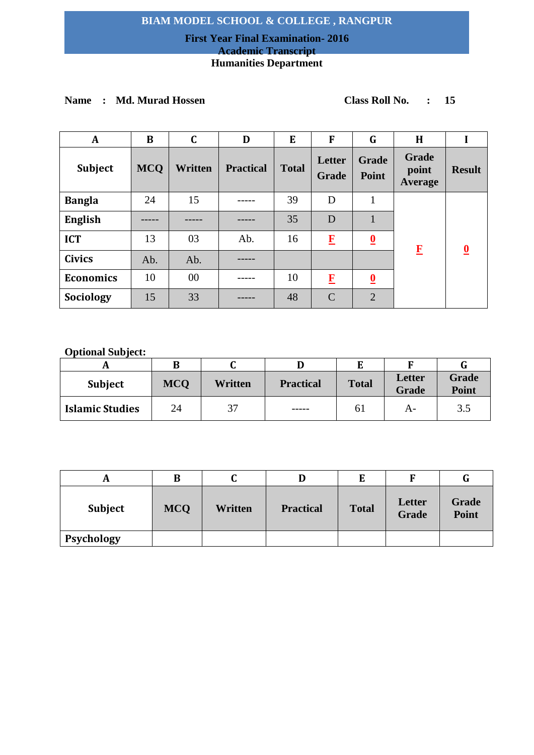# BIAM MODEL SCHOOL & COLLEGE , RANGPUR

## First Year Final Examination- 2016

## Academic Transcript

## Humanities Department

**Name : Md. Murad Hossen** **Class Roll No. : 15**

| A | B | C | D | E | F | G | H | I |
|---|---|---|---|---|---|---|---|---|
| **Subject** | **MCQ** | **Written** | **Practical** | **Total** | **Letter Grade** | **Grade Point** | **Grade point Average** | **Result** |
| **Bangla** | 24 | 15 | ----- | 39 | D | 1 | **F** | **0** |
| **English** | ----- | ----- | ----- | 35 | D | 1 | | |
| **ICT** | 13 | 03 | Ab. | 16 | **F** | **0** | | |
| **Civics** | Ab. | Ab. | ----- | | | | | |
| **Economics** | 10 | 00 | ----- | 10 | **F** | **0** | | |
| **Sociology** | 15 | 33 | ----- | 48 | C | 2 | | |

**Optional Subject:**

| A | B | C | D | E | F | G |
|---|---|---|---|---|---|---|
| **Subject** | **MCQ** | **Written** | **Practical** | **Total** | **Letter Grade** | **Grade Point** |
| **Islamic Studies** | 24 | 37 | ----- | 61 | A- | 3.5 |

| A | B | C | D | E | F | G |
|---|---|---|---|---|---|---|
| **Subject** | **MCQ** | **Written** | **Practical** | **Total** | **Letter Grade** | **Grade Point** |
| **Psychology** | | | | | | |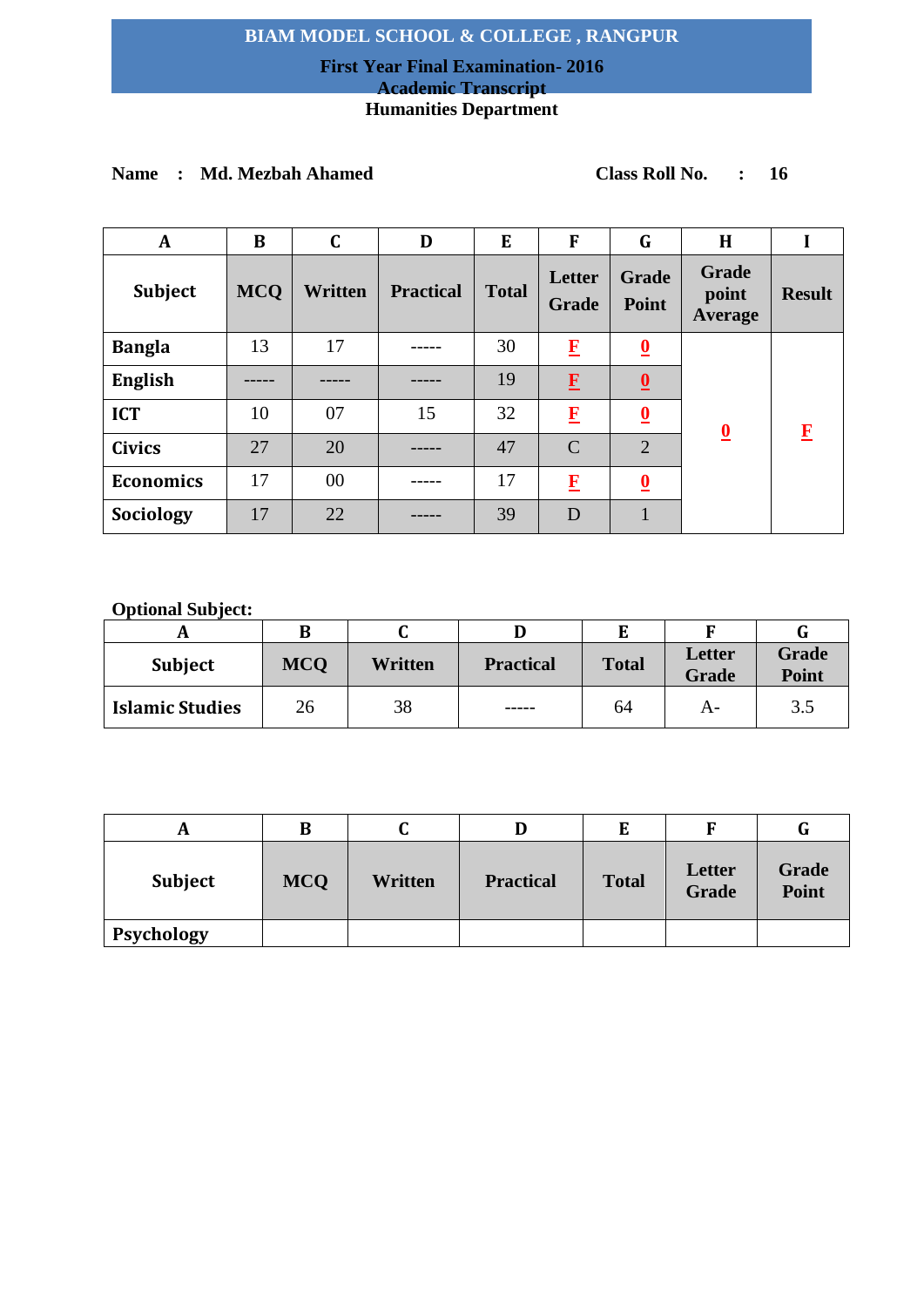# BIAM MODEL SCHOOL & COLLEGE , RANGPUR

**First Year Final Examination- 2016**

**Academic Transcript**

**Humanities Department**

**Name : Md. Mezbah Ahamed** **Class Roll No. : 16**

| A | B | C | D | E | F | G | H | I |
|---|---|---|---|---|---|---|---|---|
| **Subject** | **MCQ** | **Written** | **Practical** | **Total** | **Letter Grade** | **Grade Point** | **Grade point Average** | **Result** |
| **Bangla** | 13 | 17 | ----- | 30 | **F** | **0** | **0** | **F** |
| **English** | ----- | ----- | ----- | 19 | **F** | **0** | | |
| **ICT** | 10 | 07 | 15 | 32 | **F** | **0** | | |
| **Civics** | 27 | 20 | ----- | 47 | C | 2 | | |
| **Economics** | 17 | 00 | ----- | 17 | **F** | **0** | | |
| **Sociology** | 17 | 22 | ----- | 39 | D | 1 | | |

**Optional Subject:**

| A | B | C | D | E | F | G |
|---|---|---|---|---|---|---|
| **Subject** | **MCQ** | **Written** | **Practical** | **Total** | **Letter Grade** | **Grade Point** |
| **Islamic Studies** | 26 | 38 | ----- | 64 | A- | 3.5 |

| A | B | C | D | E | F | G |
|---|---|---|---|---|---|---|
| **Subject** | **MCQ** | **Written** | **Practical** | **Total** | **Letter Grade** | **Grade Point** |
| **Psychology** | | | | | | |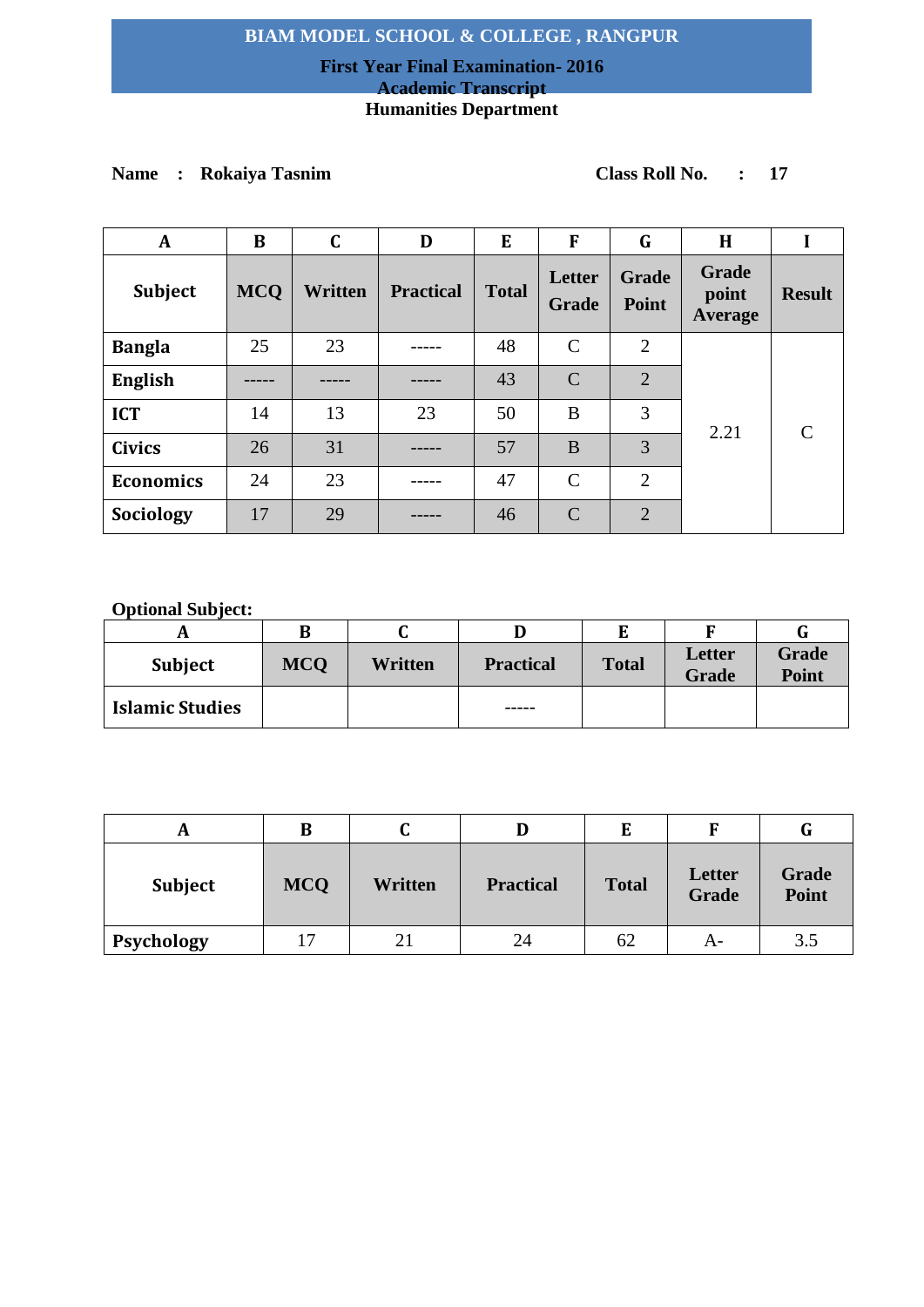# BIAM MODEL SCHOOL & COLLEGE , RANGPUR

**First Year Final Examination- 2016**

**Academic Transcript**

**Humanities Department**

**Name : Rokaiya Tasnim** **Class Roll No. : 17**

| A | B | C | D | E | F | G | H | I |
|---|---|---|---|---|---|---|---|---|
| **Subject** | **MCQ** | **Written** | **Practical** | **Total** | **Letter Grade** | **Grade Point** | **Grade point Average** | **Result** |
| **Bangla** | 25 | 23 | ----- | 48 | C | 2 | 2.21 | C |
| **English** | ----- | ----- | ----- | 43 | C | 2 | | |
| **ICT** | 14 | 13 | 23 | 50 | B | 3 | | |
| **Civics** | 26 | 31 | ----- | 57 | B | 3 | | |
| **Economics** | 24 | 23 | ----- | 47 | C | 2 | | |
| **Sociology** | 17 | 29 | ----- | 46 | C | 2 | | |

**Optional Subject:**

| A | B | C | D | E | F | G |
|---|---|---|---|---|---|---|
| **Subject** | **MCQ** | **Written** | **Practical** | **Total** | **Letter Grade** | **Grade Point** |
| **Islamic Studies** | | | ----- | | | |

| A | B | C | D | E | F | G |
|---|---|---|---|---|---|---|
| **Subject** | **MCQ** | **Written** | **Practical** | **Total** | **Letter Grade** | **Grade Point** |
| **Psychology** | 17 | 21 | 24 | 62 | A- | 3.5 |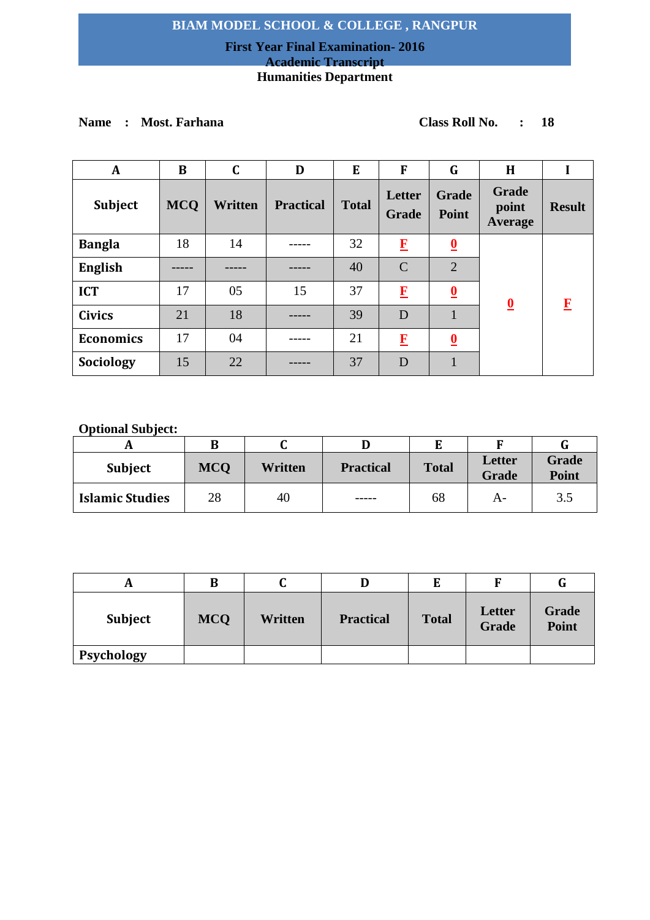# BIAM MODEL SCHOOL & COLLEGE , RANGPUR

**First Year Final Examination- 2016**

**Academic Transcript**

**Humanities Department**

**Name : Most. Farhana** **Class Roll No. : 18**

| A | B | C | D | E | F | G | H | I |
|---|---|---|---|---|---|---|---|---|
| **Subject** | **MCQ** | **Written** | **Practical** | **Total** | **Letter Grade** | **Grade Point** | **Grade point Average** | **Result** |
| **Bangla** | 18 | 14 | ----- | 32 | F | 0 | 0 | F |
| **English** | ----- | ----- | ----- | 40 | C | 2 | | |
| **ICT** | 17 | 05 | 15 | 37 | F | 0 | | |
| **Civics** | 21 | 18 | ----- | 39 | D | 1 | | |
| **Economics** | 17 | 04 | ----- | 21 | F | 0 | | |
| **Sociology** | 15 | 22 | ----- | 37 | D | 1 | | |

**Optional Subject:**

| A | B | C | D | E | F | G |
|---|---|---|---|---|---|---|
| **Subject** | **MCQ** | **Written** | **Practical** | **Total** | **Letter Grade** | **Grade Point** |
| **Islamic Studies** | 28 | 40 | ----- | 68 | A- | 3.5 |

| A | B | C | D | E | F | G |
|---|---|---|---|---|---|---|
| **Subject** | **MCQ** | **Written** | **Practical** | **Total** | **Letter Grade** | **Grade Point** |
| **Psychology** | | | | | | |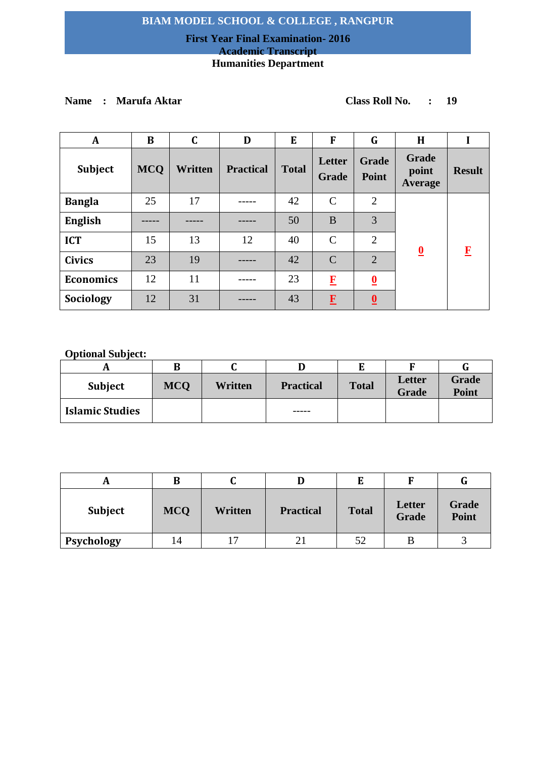# BIAM MODEL SCHOOL & COLLEGE , RANGPUR

**First Year Final Examination- 2016**

**Academic Transcript**

**Humanities Department**

**Name : Marufa Aktar** **Class Roll No. : 19**

| A | B | C | D | E | F | G | H | I |
|---|---|---|---|---|---|---|---|---|
| **Subject** | **MCQ** | **Written** | **Practical** | **Total** | **Letter Grade** | **Grade Point** | **Grade point Average** | **Result** |
| **Bangla** | 25 | 17 | ----- | 42 | C | 2 | 0 | F |
| **English** | ----- | ----- | ----- | 50 | B | 3 | | |
| **ICT** | 15 | 13 | 12 | 40 | C | 2 | | |
| **Civics** | 23 | 19 | ----- | 42 | C | 2 | | |
| **Economics** | 12 | 11 | ----- | 23 | F | 0 | | |
| **Sociology** | 12 | 31 | ----- | 43 | F | 0 | | |

**Optional Subject:**

| A | B | C | D | E | F | G |
|---|---|---|---|---|---|---|
| **Subject** | **MCQ** | **Written** | **Practical** | **Total** | **Letter Grade** | **Grade Point** |
| **Islamic Studies** | | | ----- | | | |

| A | B | C | D | E | F | G |
|---|---|---|---|---|---|---|
| **Subject** | **MCQ** | **Written** | **Practical** | **Total** | **Letter Grade** | **Grade Point** |
| **Psychology** | 14 | 17 | 21 | 52 | B | 3 |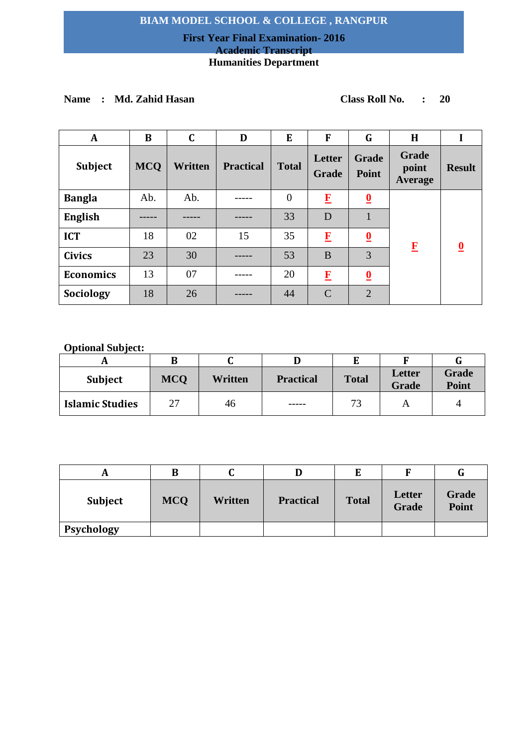# BIAM MODEL SCHOOL & COLLEGE , RANGPUR

**First Year Final Examination- 2016**

**Academic Transcript**

**Humanities Department**

**Name : Md. Zahid Hasan** **Class Roll No. : 20**

| A | B | C | D | E | F | G | H | I |
|---|---|---|---|---|---|---|---|---|
| **Subject** | **MCQ** | **Written** | **Practical** | **Total** | **Letter Grade** | **Grade Point** | **Grade point Average** | **Result** |
| **Bangla** | Ab. | Ab. | ----- | 0 | F | 0 | F | 0 |
| **English** | ----- | ----- | ----- | 33 | D | 1 | | |
| **ICT** | 18 | 02 | 15 | 35 | F | 0 | | |
| **Civics** | 23 | 30 | ----- | 53 | B | 3 | | |
| **Economics** | 13 | 07 | ----- | 20 | F | 0 | | |
| **Sociology** | 18 | 26 | ----- | 44 | C | 2 | | |

**Optional Subject:**

| A | B | C | D | E | F | G |
|---|---|---|---|---|---|---|
| **Subject** | **MCQ** | **Written** | **Practical** | **Total** | **Letter Grade** | **Grade Point** |
| **Islamic Studies** | 27 | 46 | ----- | 73 | A | 4 |

| A | B | C | D | E | F | G |
|---|---|---|---|---|---|---|
| **Subject** | **MCQ** | **Written** | **Practical** | **Total** | **Letter Grade** | **Grade Point** |
| **Psychology** | | | | | | |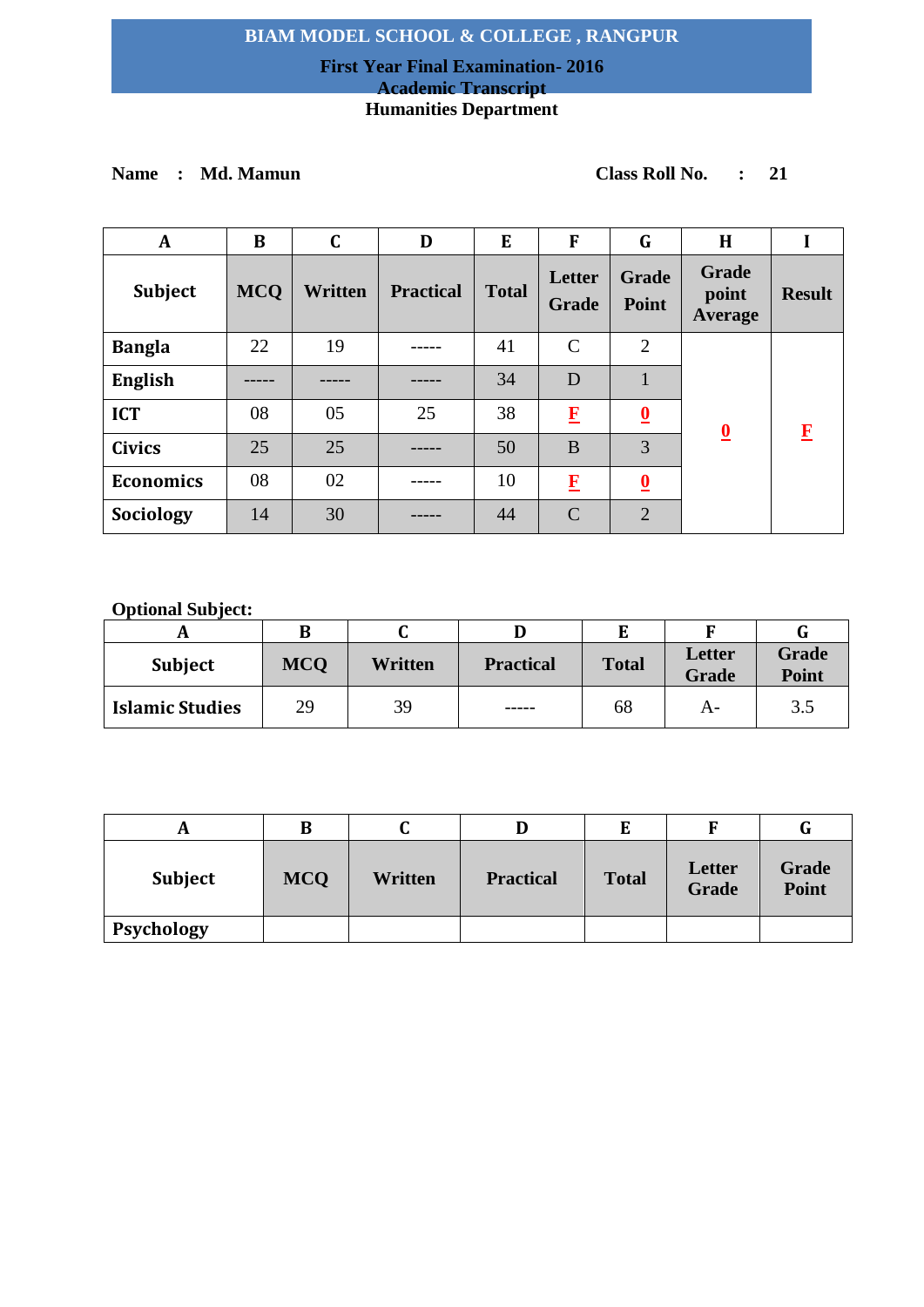# BIAM MODEL SCHOOL & COLLEGE , RANGPUR

## First Year Final Examination- 2016

## Academic Transcript

## Humanities Department

**Name : Md. Mamun** **Class Roll No. : 21**

| A | B | C | D | E | F | G | H | I |
|---|---|---|---|---|---|---|---|---|
| **Subject** | **MCQ** | **Written** | **Practical** | **Total** | **Letter Grade** | **Grade Point** | **Grade point Average** | **Result** |
| **Bangla** | 22 | 19 | ----- | 41 | C | 2 | **0** | **F** |
| **English** | ----- | ----- | ----- | 34 | D | 1 | | |
| **ICT** | 08 | 05 | 25 | 38 | **F** | **0** | | |
| **Civics** | 25 | 25 | ----- | 50 | B | 3 | | |
| **Economics** | 08 | 02 | ----- | 10 | **F** | **0** | | |
| **Sociology** | 14 | 30 | ----- | 44 | C | 2 | | |

**Optional Subject:**

| A | B | C | D | E | F | G |
|---|---|---|---|---|---|---|
| **Subject** | **MCQ** | **Written** | **Practical** | **Total** | **Letter Grade** | **Grade Point** |
| **Islamic Studies** | 29 | 39 | ----- | 68 | A- | 3.5 |

| A | B | C | D | E | F | G |
|---|---|---|---|---|---|---|
| **Subject** | **MCQ** | **Written** | **Practical** | **Total** | **Letter Grade** | **Grade Point** |
| **Psychology** | | | | | | |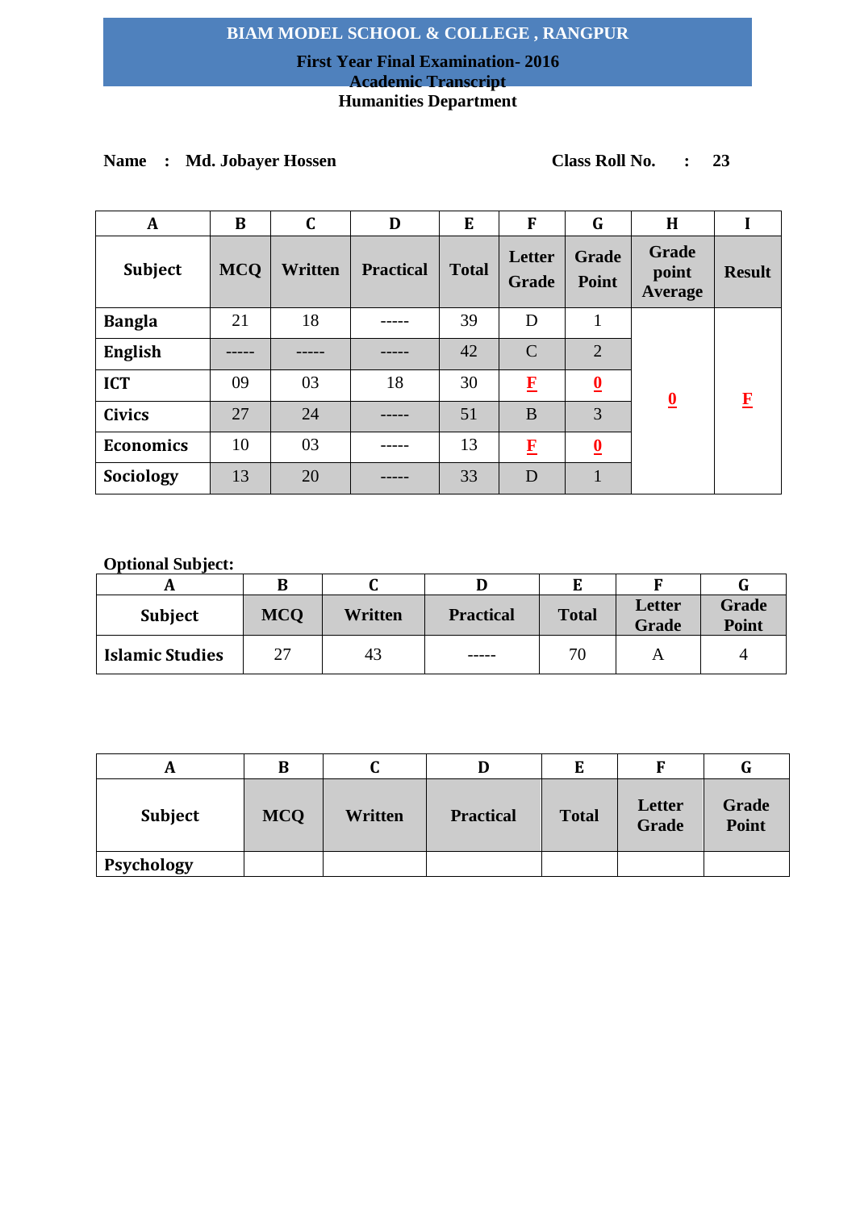# BIAM MODEL SCHOOL & COLLEGE , RANGPUR

**First Year Final Examination- 2016**

**Academic Transcript**

**Humanities Department**

**Name : Md. Jobayer Hossen** **Class Roll No. : 23**

| A | B | C | D | E | F | G | H | I |
|---|---|---|---|---|---|---|---|---|
| **Subject** | **MCQ** | **Written** | **Practical** | **Total** | **Letter Grade** | **Grade Point** | **Grade point Average** | **Result** |
| **Bangla** | 21 | 18 | ----- | 39 | D | 1 | 0 | F |
| **English** | ----- | ----- | ----- | 42 | C | 2 | | |
| **ICT** | 09 | 03 | 18 | 30 | F | 0 | | |
| **Civics** | 27 | 24 | ----- | 51 | B | 3 | | |
| **Economics** | 10 | 03 | ----- | 13 | F | 0 | | |
| **Sociology** | 13 | 20 | ----- | 33 | D | 1 | | |

**Optional Subject:**

| A | B | C | D | E | F | G |
|---|---|---|---|---|---|---|
| **Subject** | **MCQ** | **Written** | **Practical** | **Total** | **Letter Grade** | **Grade Point** |
| **Islamic Studies** | 27 | 43 | ----- | 70 | A | 4 |

| A | B | C | D | E | F | G |
|---|---|---|---|---|---|---|
| **Subject** | **MCQ** | **Written** | **Practical** | **Total** | **Letter Grade** | **Grade Point** |
| **Psychology** | | | | | | |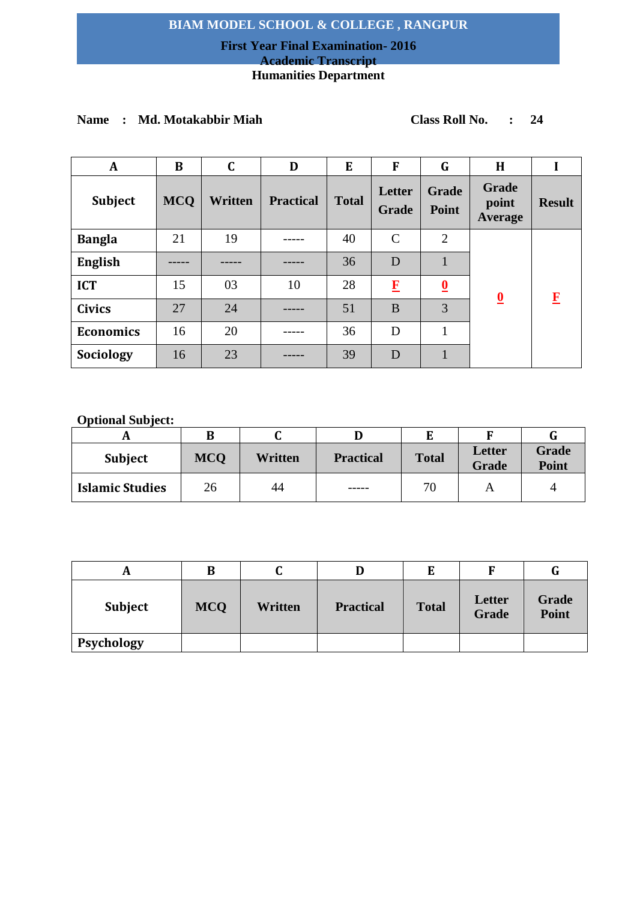**BIAM MODEL SCHOOL & COLLEGE , RANGPUR**

**First Year Final Examination- 2016**

**Academic Transcript**

**Humanities Department**

**Name : Md. Motakabbir Miah** **Class Roll No. : 24**

| A | B | C | D | E | F | G | H | I |
|---|---|---|---|---|---|---|---|---|
| **Subject** | **MCQ** | **Written** | **Practical** | **Total** | **Letter Grade** | **Grade Point** | **Grade point Average** | **Result** |
| **Bangla** | 21 | 19 | ----- | 40 | C | 2 | **0** | **F** |
| **English** | ----- | ----- | ----- | 36 | D | 1 | | |
| **ICT** | 15 | 03 | 10 | 28 | **F** | **0** | | |
| **Civics** | 27 | 24 | ----- | 51 | B | 3 | | |
| **Economics** | 16 | 20 | ----- | 36 | D | 1 | | |
| **Sociology** | 16 | 23 | ----- | 39 | D | 1 | | |

**Optional Subject:**

| A | B | C | D | E | F | G |
|---|---|---|---|---|---|---|
| **Subject** | **MCQ** | **Written** | **Practical** | **Total** | **Letter Grade** | **Grade Point** |
| **Islamic Studies** | 26 | 44 | ----- | 70 | A | 4 |

| A | B | C | D | E | F | G |
|---|---|---|---|---|---|---|
| **Subject** | **MCQ** | **Written** | **Practical** | **Total** | **Letter Grade** | **Grade Point** |
| **Psychology** | | | | | | |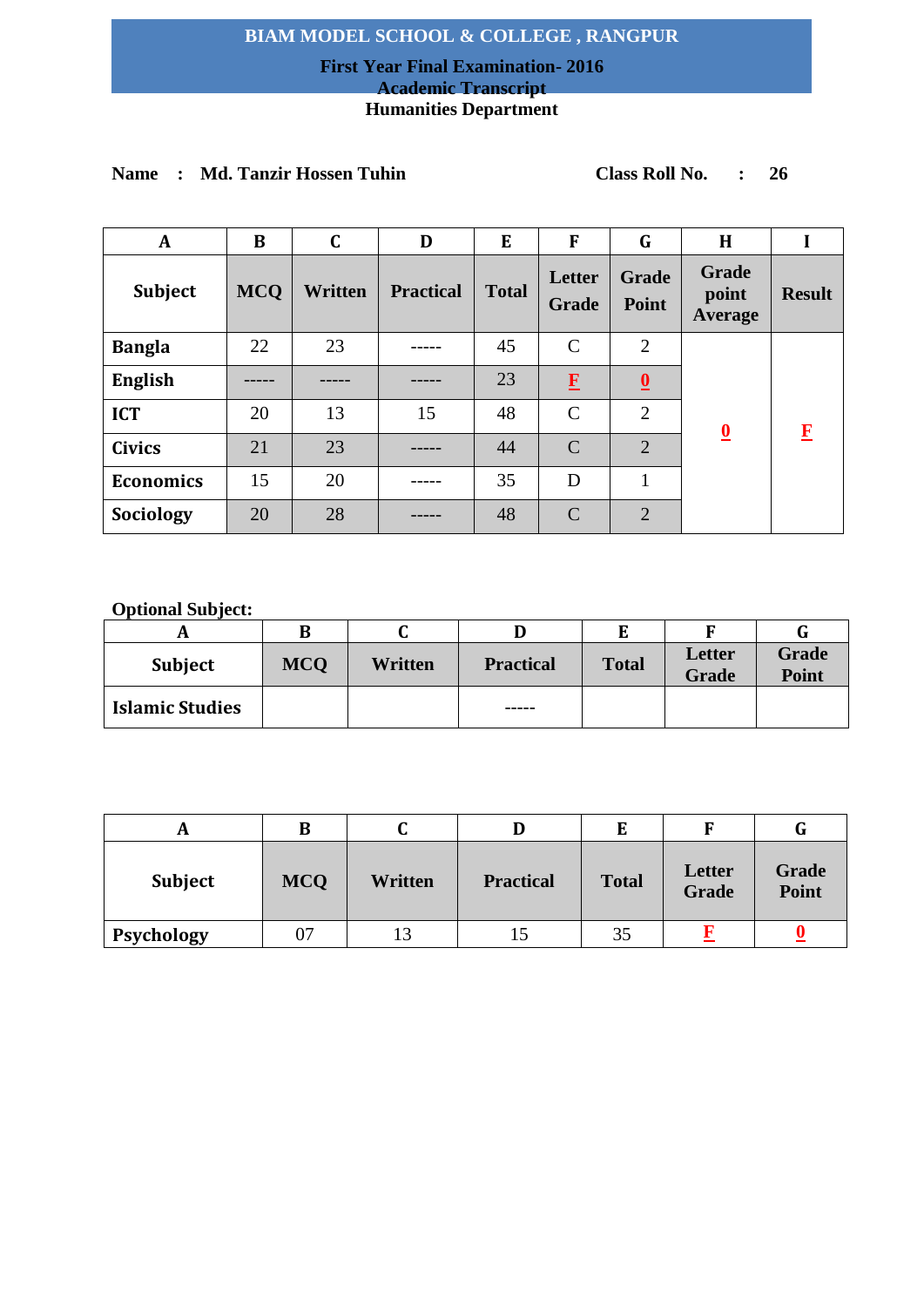**BIAM MODEL SCHOOL & COLLEGE , RANGPUR**

**First Year Final Examination- 2016**

**Academic Transcript**

**Humanities Department**

**Name : Md. Tanzir Hossen Tuhin** **Class Roll No. : 26**

| A | B | C | D | E | F | G | H | I |
|---|---|---|---|---|---|---|---|---|
| Subject | MCQ | Written | Practical | Total | Letter Grade | Grade Point | Grade point Average | Result |
| Bangla | 22 | 23 | ----- | 45 | C | 2 | 0 | F |
| English | ----- | ----- | ----- | 23 | F | 0 | | |
| ICT | 20 | 13 | 15 | 48 | C | 2 | | |
| Civics | 21 | 23 | ----- | 44 | C | 2 | | |
| Economics | 15 | 20 | ----- | 35 | D | 1 | | |
| Sociology | 20 | 28 | ----- | 48 | C | 2 | | |

**Optional Subject:**

| A | B | C | D | E | F | G |
|---|---|---|---|---|---|---|
| Subject | MCQ | Written | Practical | Total | Letter Grade | Grade Point |
| Islamic Studies | | | ----- | | | |

| A | B | C | D | E | F | G |
|---|---|---|---|---|---|---|
| Subject | MCQ | Written | Practical | Total | Letter Grade | Grade Point |
| Psychology | 07 | 13 | 15 | 35 | F | 0 |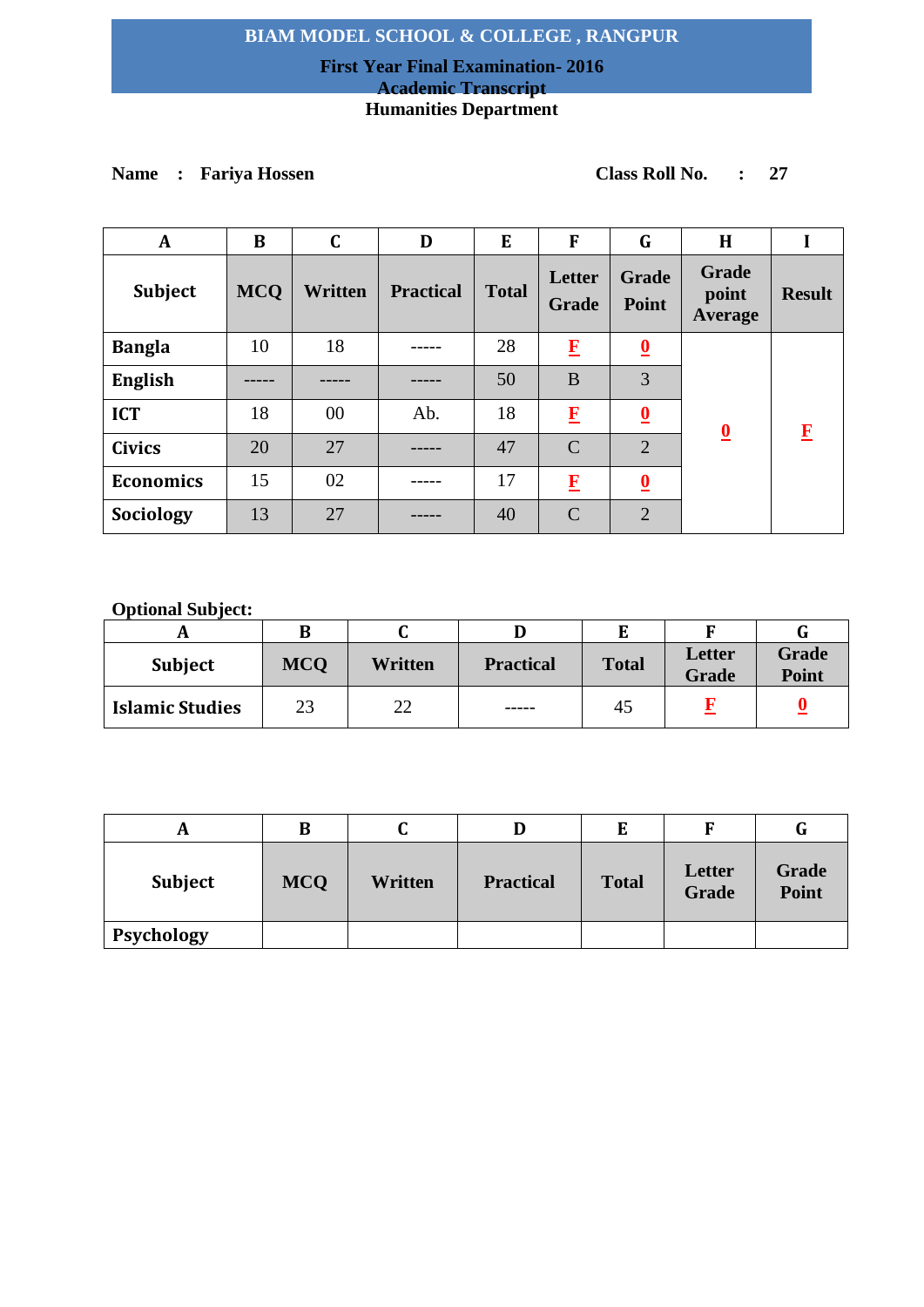# BIAM MODEL SCHOOL & COLLEGE , RANGPUR

**First Year Final Examination- 2016**

**Academic Transcript**

**Humanities Department**

**Name : Fariya Hossen** **Class Roll No. : 27**

| A | B | C | D | E | F | G | H | I |
|---|---|---|---|---|---|---|---|---|
| **Subject** | **MCQ** | **Written** | **Practical** | **Total** | **Letter Grade** | **Grade Point** | **Grade point Average** | **Result** |
| **Bangla** | 10 | 18 | ----- | 28 | F | 0 | 0 | F |
| **English** | ----- | ----- | ----- | 50 | B | 3 | | |
| **ICT** | 18 | 00 | Ab. | 18 | F | 0 | | |
| **Civics** | 20 | 27 | ----- | 47 | C | 2 | | |
| **Economics** | 15 | 02 | ----- | 17 | F | 0 | | |
| **Sociology** | 13 | 27 | ----- | 40 | C | 2 | | |

**Optional Subject:**

| A | B | C | D | E | F | G |
|---|---|---|---|---|---|---|
| **Subject** | **MCQ** | **Written** | **Practical** | **Total** | **Letter Grade** | **Grade Point** |
| **Islamic Studies** | 23 | 22 | ----- | 45 | F | 0 |

| A | B | C | D | E | F | G |
|---|---|---|---|---|---|---|
| **Subject** | **MCQ** | **Written** | **Practical** | **Total** | **Letter Grade** | **Grade Point** |
| **Psychology** | | | | | | |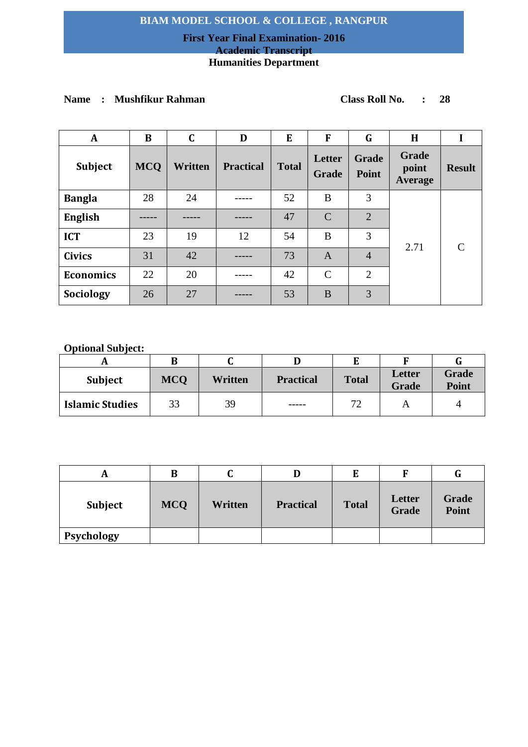# BIAM MODEL SCHOOL & COLLEGE , RANGPUR

## First Year Final Examination- 2016

## Academic Transcript

## Humanities Department

**Name : Mushfikur Rahman** **Class Roll No. : 28**

| A | B | C | D | E | F | G | H | I |
|---|---|---|---|---|---|---|---|---|
| **Subject** | **MCQ** | **Written** | **Practical** | **Total** | **Letter Grade** | **Grade Point** | **Grade point Average** | **Result** |
| **Bangla** | 28 | 24 | ----- | 52 | B | 3 | 2.71 | C |
| **English** | ----- | ----- | ----- | 47 | C | 2 | | |
| **ICT** | 23 | 19 | 12 | 54 | B | 3 | | |
| **Civics** | 31 | 42 | ----- | 73 | A | 4 | | |
| **Economics** | 22 | 20 | ----- | 42 | C | 2 | | |
| **Sociology** | 26 | 27 | ----- | 53 | B | 3 | | |

**Optional Subject:**

| A | B | C | D | E | F | G |
|---|---|---|---|---|---|---|
| **Subject** | **MCQ** | **Written** | **Practical** | **Total** | **Letter Grade** | **Grade Point** |
| **Islamic Studies** | 33 | 39 | ----- | 72 | A | 4 |

| A | B | C | D | E | F | G |
|---|---|---|---|---|---|---|
| **Subject** | **MCQ** | **Written** | **Practical** | **Total** | **Letter Grade** | **Grade Point** |
| **Psychology** | | | | | | |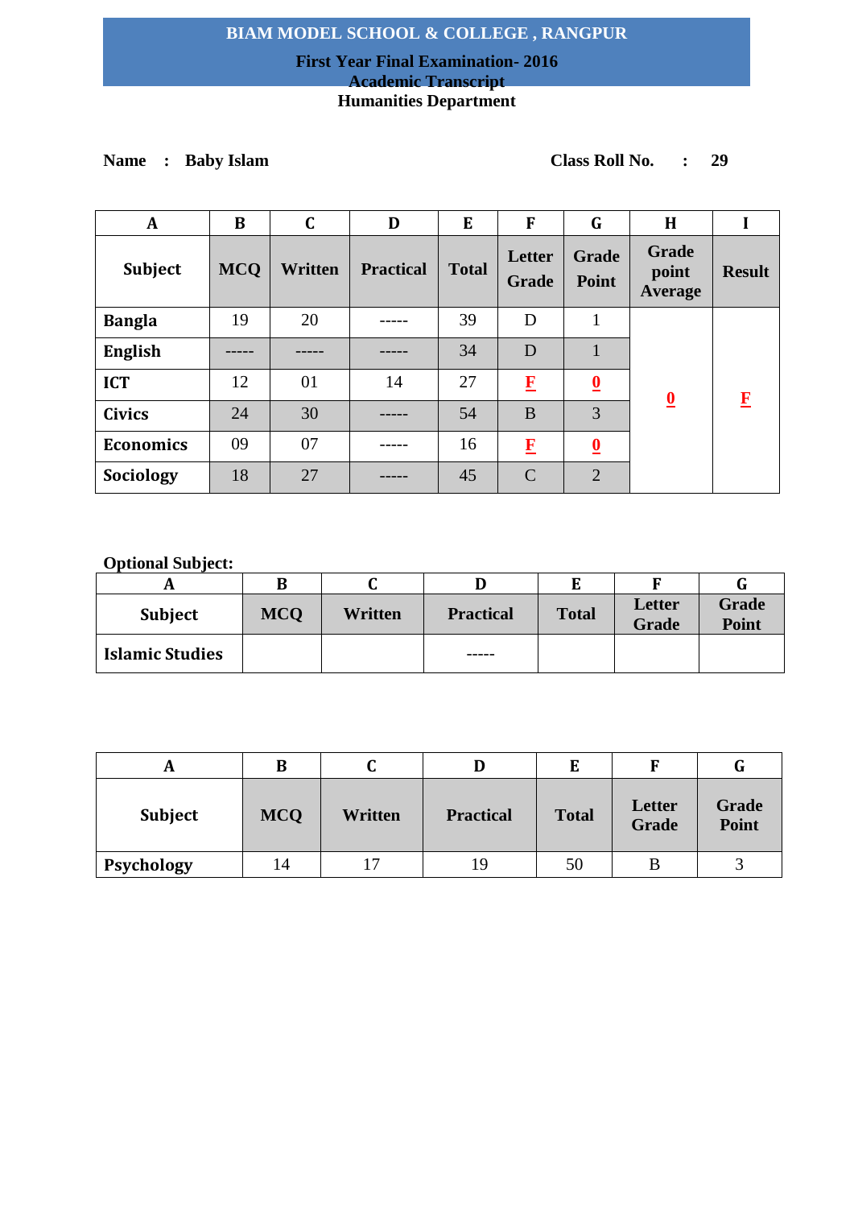# BIAM MODEL SCHOOL & COLLEGE , RANGPUR

**First Year Final Examination- 2016**

**Academic Transcript**

**Humanities Department**

**Name : Baby Islam** **Class Roll No. : 29**

| A | B | C | D | E | F | G | H | I |
|---|---|---|---|---|---|---|---|---|
| **Subject** | **MCQ** | **Written** | **Practical** | **Total** | **Letter Grade** | **Grade Point** | **Grade point Average** | **Result** |
| **Bangla** | 19 | 20 | ----- | 39 | D | 1 | 0 | F |
| **English** | ----- | ----- | ----- | 34 | D | 1 | | |
| **ICT** | 12 | 01 | 14 | 27 | F | 0 | | |
| **Civics** | 24 | 30 | ----- | 54 | B | 3 | | |
| **Economics** | 09 | 07 | ----- | 16 | F | 0 | | |
| **Sociology** | 18 | 27 | ----- | 45 | C | 2 | | |

**Optional Subject:**

| A | B | C | D | E | F | G |
|---|---|---|---|---|---|---|
| **Subject** | **MCQ** | **Written** | **Practical** | **Total** | **Letter Grade** | **Grade Point** |
| **Islamic Studies** | | | ----- | | | |

| A | B | C | D | E | F | G |
|---|---|---|---|---|---|---|
| **Subject** | **MCQ** | **Written** | **Practical** | **Total** | **Letter Grade** | **Grade Point** |
| **Psychology** | 14 | 17 | 19 | 50 | B | 3 |